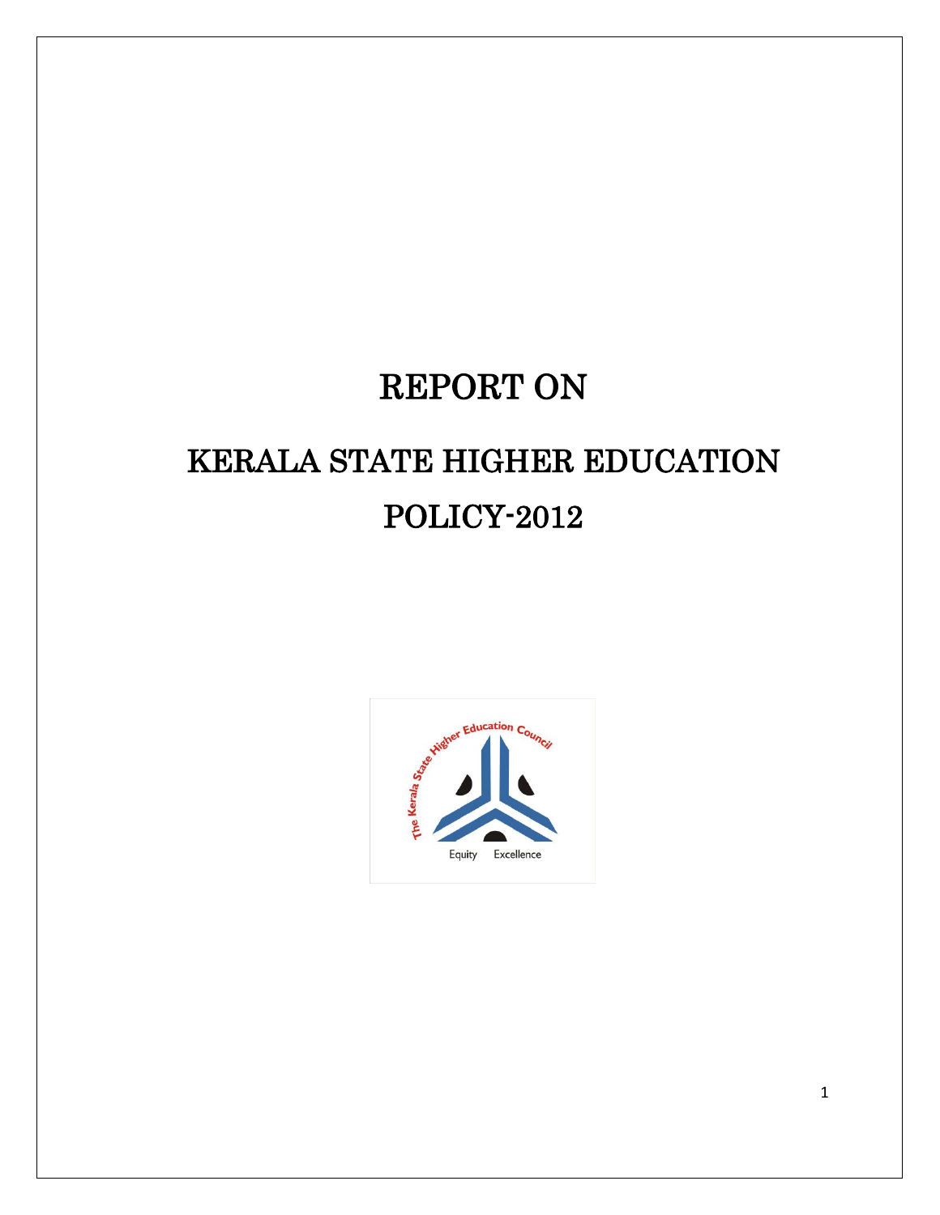# REPORT ON

# KERALA STATE HIGHER EDUCATION POLICY-2012

The Kerala State Higher Education Council

Equity Excellence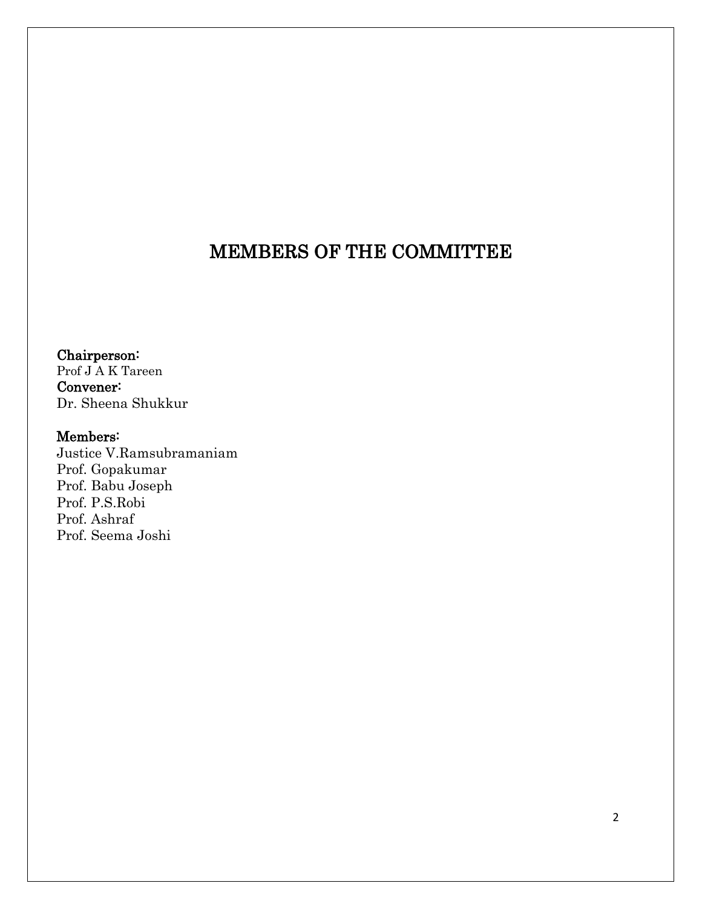# MEMBERS OF THE COMMITTEE

**Chairperson:**
Prof J A K Tareen
**Convener:**
Dr. Sheena Shukkur

**Members:**
Justice V.Ramsubramaniam
Prof. Gopakumar
Prof. Babu Joseph
Prof. P.S.Robi
Prof. Ashraf
Prof. Seema Joshi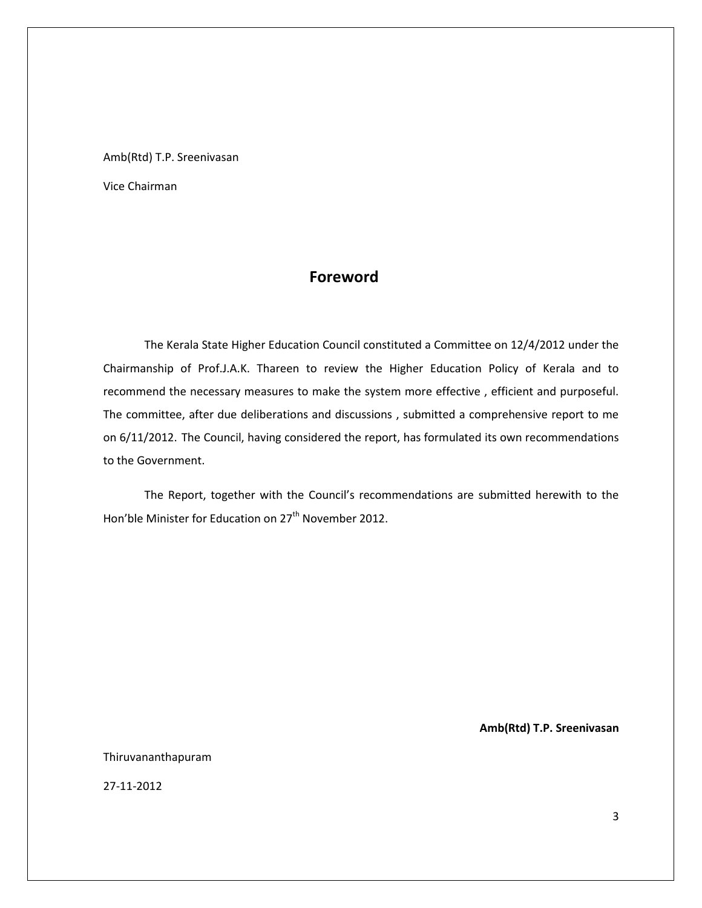Amb(Rtd) T.P. Sreenivasan

Vice Chairman

## Foreword

The Kerala State Higher Education Council constituted a Committee on 12/4/2012 under the Chairmanship of Prof.J.A.K. Thareen to review the Higher Education Policy of Kerala and to recommend the necessary measures to make the system more effective , efficient and purposeful. The committee, after due deliberations and discussions , submitted a comprehensive report to me on 6/11/2012. The Council, having considered the report, has formulated its own recommendations to the Government.

The Report, together with the Council's recommendations are submitted herewith to the Hon'ble Minister for Education on 27th November 2012.

**Amb(Rtd) T.P. Sreenivasan**

Thiruvananthapuram

27-11-2012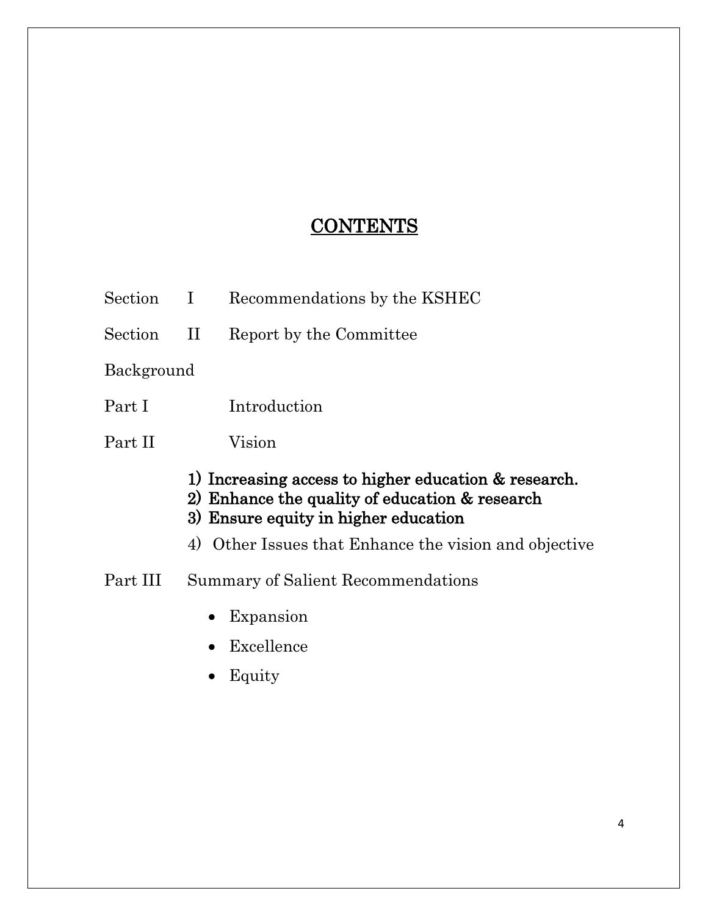## CONTENTS

Section I Recommendations by the KSHEC

Section II Report by the Committee

Background

Part I Introduction

Part II Vision

1) **Increasing access to higher education & research.**
2) **Enhance the quality of education & research**
3) **Ensure equity in higher education**
4) Other Issues that Enhance the vision and objective

Part III Summary of Salient Recommendations

- Expansion
- Excellence
- Equity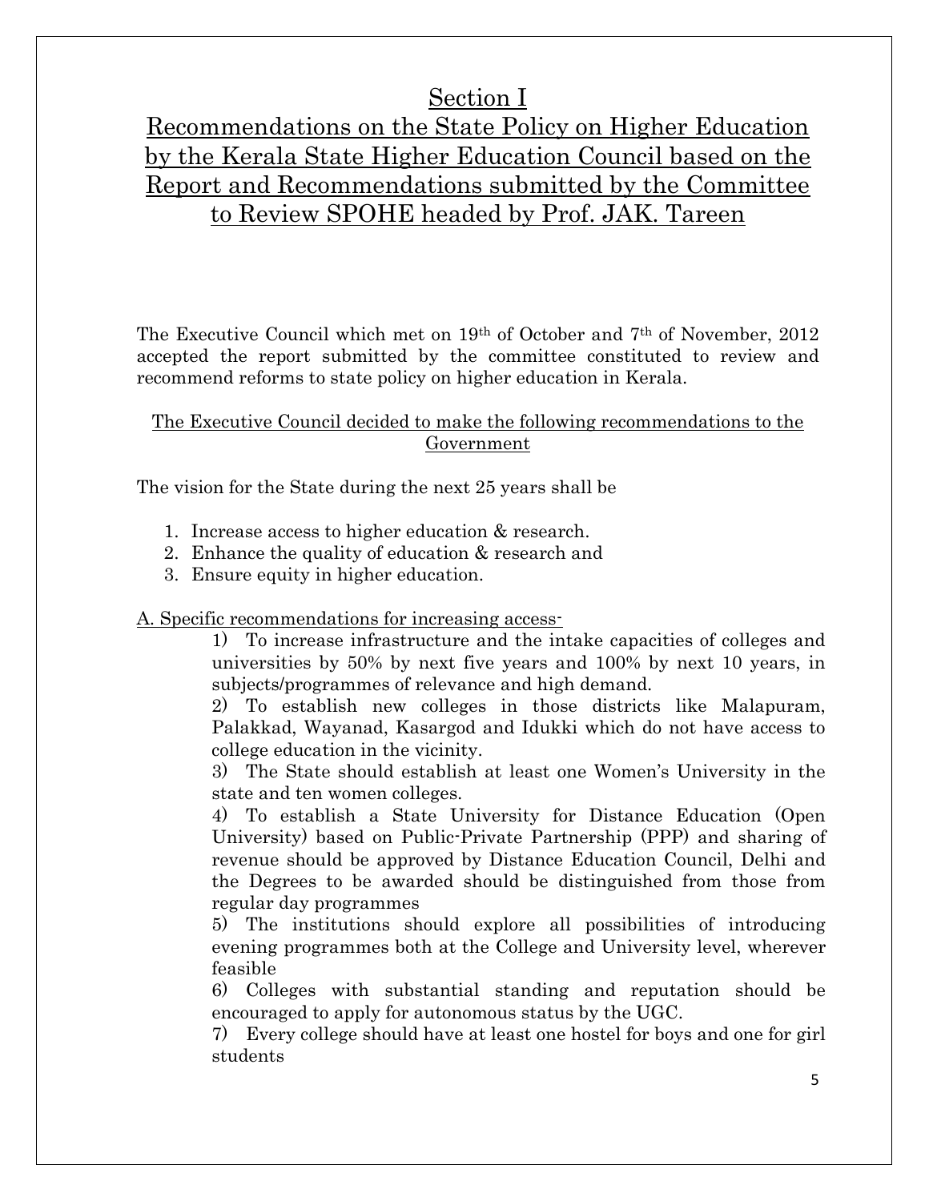# Section I

# Recommendations on the State Policy on Higher Education by the Kerala State Higher Education Council based on the Report and Recommendations submitted by the Committee to Review SPOHE headed by Prof. JAK. Tareen

The Executive Council which met on 19th of October and 7th of November, 2012 accepted the report submitted by the committee constituted to review and recommend reforms to state policy on higher education in Kerala.

The Executive Council decided to make the following recommendations to the Government

The vision for the State during the next 25 years shall be

1. Increase access to higher education & research.
2. Enhance the quality of education & research and
3. Ensure equity in higher education.

A. Specific recommendations for increasing access-

1) To increase infrastructure and the intake capacities of colleges and universities by 50% by next five years and 100% by next 10 years, in subjects/programmes of relevance and high demand.

2) To establish new colleges in those districts like Malapuram, Palakkad, Wayanad, Kasargod and Idukki which do not have access to college education in the vicinity.

3) The State should establish at least one Women's University in the state and ten women colleges.

4) To establish a State University for Distance Education (Open University) based on Public-Private Partnership (PPP) and sharing of revenue should be approved by Distance Education Council, Delhi and the Degrees to be awarded should be distinguished from those from regular day programmes

5) The institutions should explore all possibilities of introducing evening programmes both at the College and University level, wherever feasible

6) Colleges with substantial standing and reputation should be encouraged to apply for autonomous status by the UGC.

7) Every college should have at least one hostel for boys and one for girl students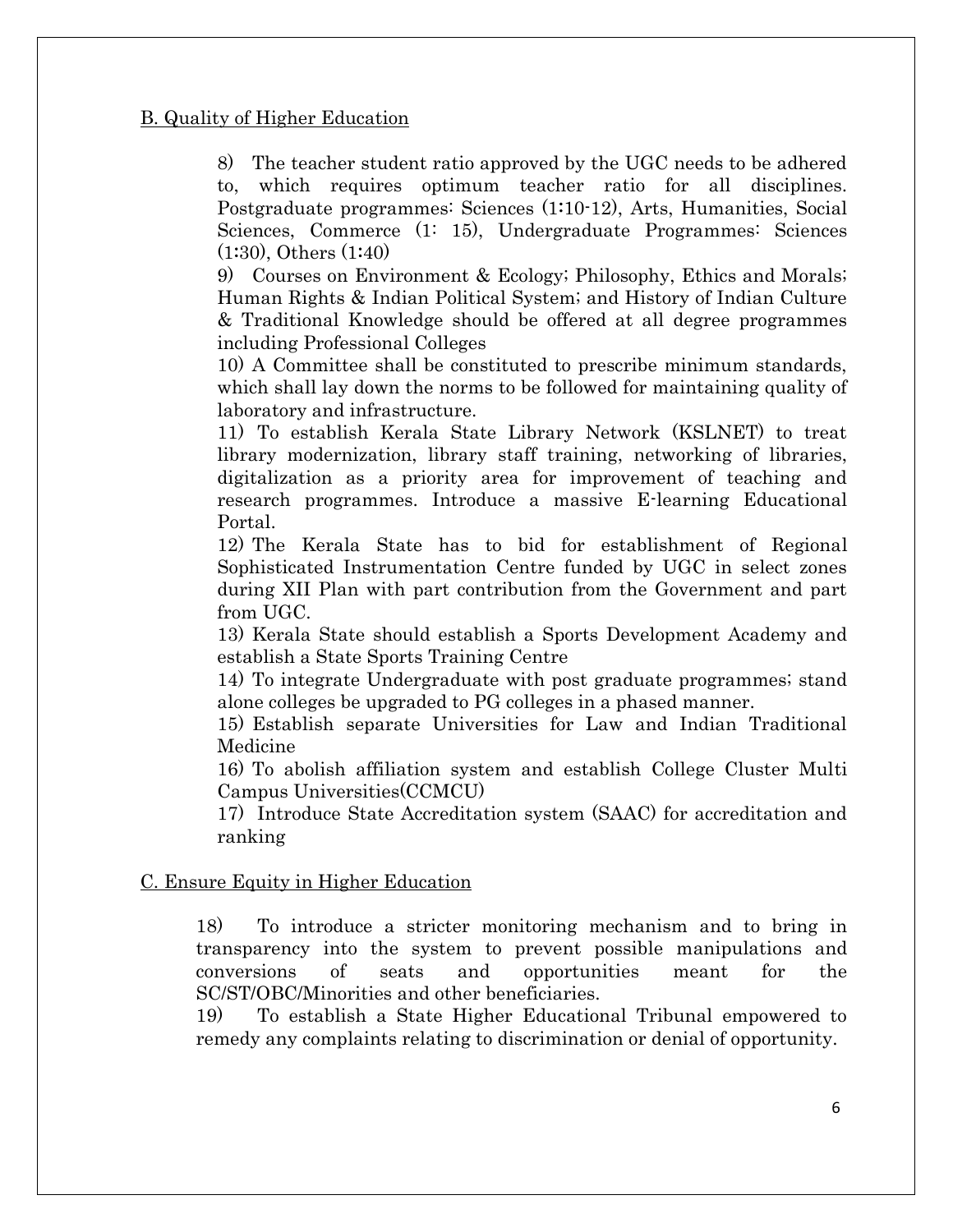B. Quality of Higher Education

8) The teacher student ratio approved by the UGC needs to be adhered to, which requires optimum teacher ratio for all disciplines. Postgraduate programmes: Sciences (1:10-12), Arts, Humanities, Social Sciences, Commerce (1: 15), Undergraduate Programmes: Sciences (1:30), Others (1:40)

9) Courses on Environment & Ecology; Philosophy, Ethics and Morals; Human Rights & Indian Political System; and History of Indian Culture & Traditional Knowledge should be offered at all degree programmes including Professional Colleges

10) A Committee shall be constituted to prescribe minimum standards, which shall lay down the norms to be followed for maintaining quality of laboratory and infrastructure.

11) To establish Kerala State Library Network (KSLNET) to treat library modernization, library staff training, networking of libraries, digitalization as a priority area for improvement of teaching and research programmes. Introduce a massive E-learning Educational Portal.

12) The Kerala State has to bid for establishment of Regional Sophisticated Instrumentation Centre funded by UGC in select zones during XII Plan with part contribution from the Government and part from UGC.

13) Kerala State should establish a Sports Development Academy and establish a State Sports Training Centre

14) To integrate Undergraduate with post graduate programmes; stand alone colleges be upgraded to PG colleges in a phased manner.

15) Establish separate Universities for Law and Indian Traditional Medicine

16) To abolish affiliation system and establish College Cluster Multi Campus Universities(CCMCU)

17) Introduce State Accreditation system (SAAC) for accreditation and ranking

C. Ensure Equity in Higher Education

18) To introduce a stricter monitoring mechanism and to bring in transparency into the system to prevent possible manipulations and conversions of seats and opportunities meant for the SC/ST/OBC/Minorities and other beneficiaries.

19) To establish a State Higher Educational Tribunal empowered to remedy any complaints relating to discrimination or denial of opportunity.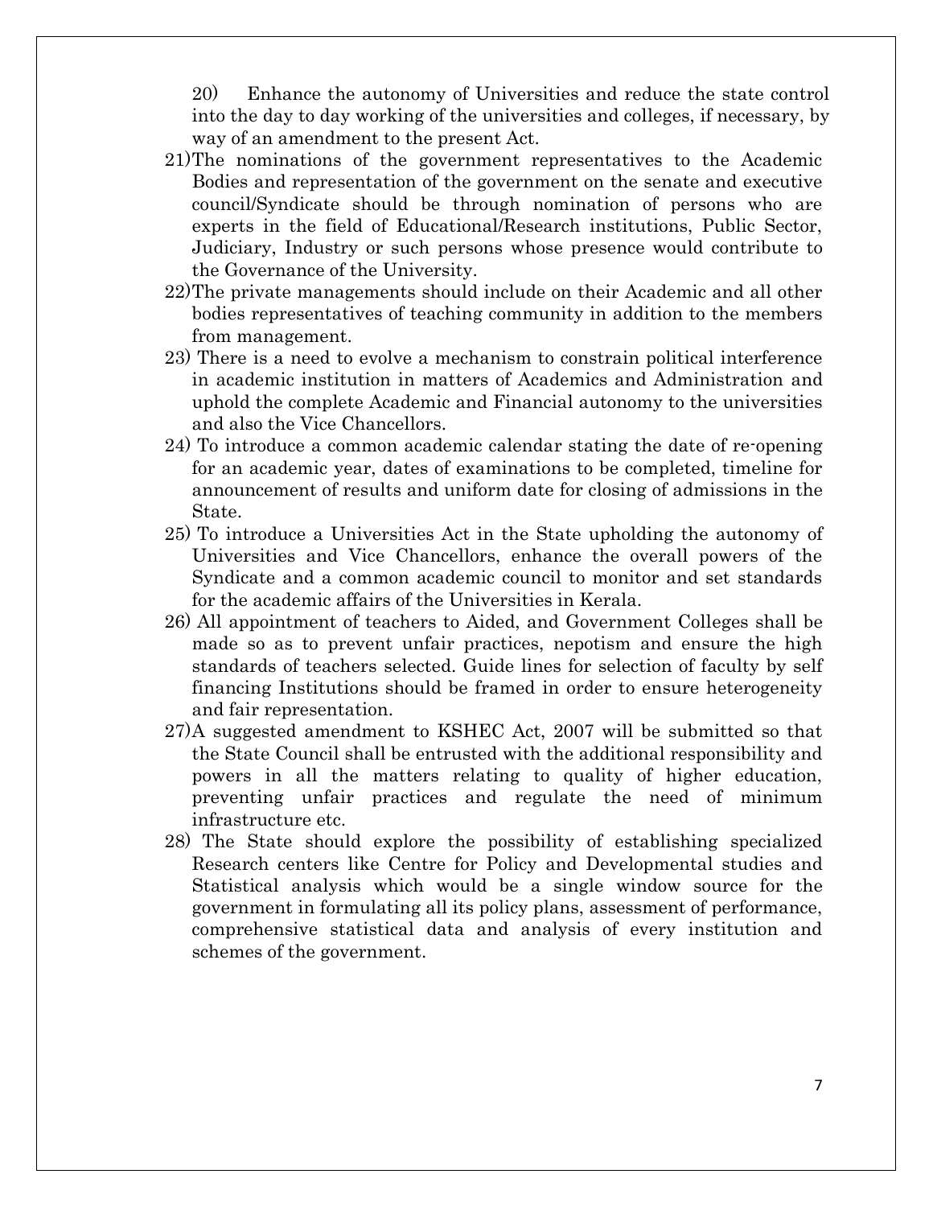20) Enhance the autonomy of Universities and reduce the state control into the day to day working of the universities and colleges, if necessary, by way of an amendment to the present Act.

21) The nominations of the government representatives to the Academic Bodies and representation of the government on the senate and executive council/Syndicate should be through nomination of persons who are experts in the field of Educational/Research institutions, Public Sector, Judiciary, Industry or such persons whose presence would contribute to the Governance of the University.

22) The private managements should include on their Academic and all other bodies representatives of teaching community in addition to the members from management.

23) There is a need to evolve a mechanism to constrain political interference in academic institution in matters of Academics and Administration and uphold the complete Academic and Financial autonomy to the universities and also the Vice Chancellors.

24) To introduce a common academic calendar stating the date of re-opening for an academic year, dates of examinations to be completed, timeline for announcement of results and uniform date for closing of admissions in the State.

25) To introduce a Universities Act in the State upholding the autonomy of Universities and Vice Chancellors, enhance the overall powers of the Syndicate and a common academic council to monitor and set standards for the academic affairs of the Universities in Kerala.

26) All appointment of teachers to Aided, and Government Colleges shall be made so as to prevent unfair practices, nepotism and ensure the high standards of teachers selected. Guide lines for selection of faculty by self financing Institutions should be framed in order to ensure heterogeneity and fair representation.

27) A suggested amendment to KSHEC Act, 2007 will be submitted so that the State Council shall be entrusted with the additional responsibility and powers in all the matters relating to quality of higher education, preventing unfair practices and regulate the need of minimum infrastructure etc.

28) The State should explore the possibility of establishing specialized Research centers like Centre for Policy and Developmental studies and Statistical analysis which would be a single window source for the government in formulating all its policy plans, assessment of performance, comprehensive statistical data and analysis of every institution and schemes of the government.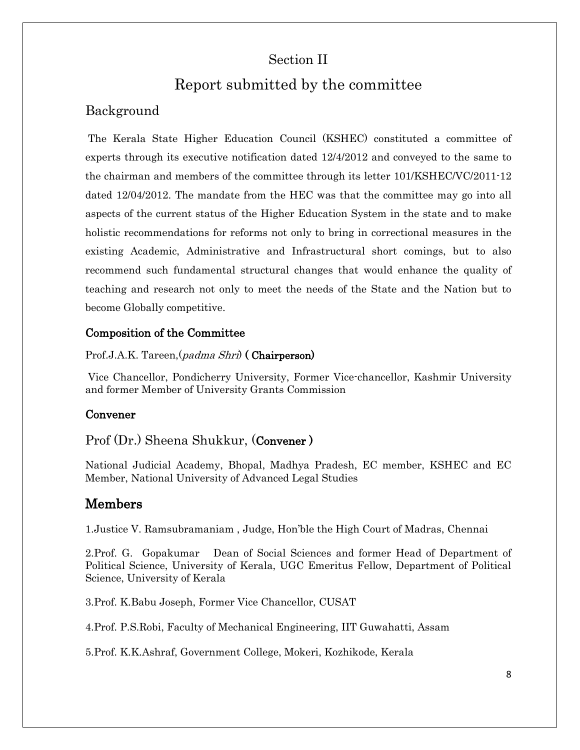# Section II

## Report submitted by the committee

### Background

The Kerala State Higher Education Council (KSHEC) constituted a committee of experts through its executive notification dated 12/4/2012 and conveyed to the same to the chairman and members of the committee through its letter 101/KSHEC/VC/2011-12 dated 12/04/2012. The mandate from the HEC was that the committee may go into all aspects of the current status of the Higher Education System in the state and to make holistic recommendations for reforms not only to bring in correctional measures in the existing Academic, Administrative and Infrastructural short comings, but to also recommend such fundamental structural changes that would enhance the quality of teaching and research not only to meet the needs of the State and the Nation but to become Globally competitive.

#### Composition of the Committee

Prof.J.A.K. Tareen,(*padma Shri*) **( Chairperson)**

Vice Chancellor, Pondicherry University, Former Vice-chancellor, Kashmir University and former Member of University Grants Commission

#### Convener

Prof (Dr.) Sheena Shukkur, (**Convener** )

National Judicial Academy, Bhopal, Madhya Pradesh, EC member, KSHEC and EC Member, National University of Advanced Legal Studies

### Members

1.Justice V. Ramsubramaniam , Judge, Hon'ble the High Court of Madras, Chennai

2.Prof. G. Gopakumar Dean of Social Sciences and former Head of Department of Political Science, University of Kerala, UGC Emeritus Fellow, Department of Political Science, University of Kerala

3.Prof. K.Babu Joseph, Former Vice Chancellor, CUSAT

4.Prof. P.S.Robi, Faculty of Mechanical Engineering, IIT Guwahatti, Assam

5.Prof. K.K.Ashraf, Government College, Mokeri, Kozhikode, Kerala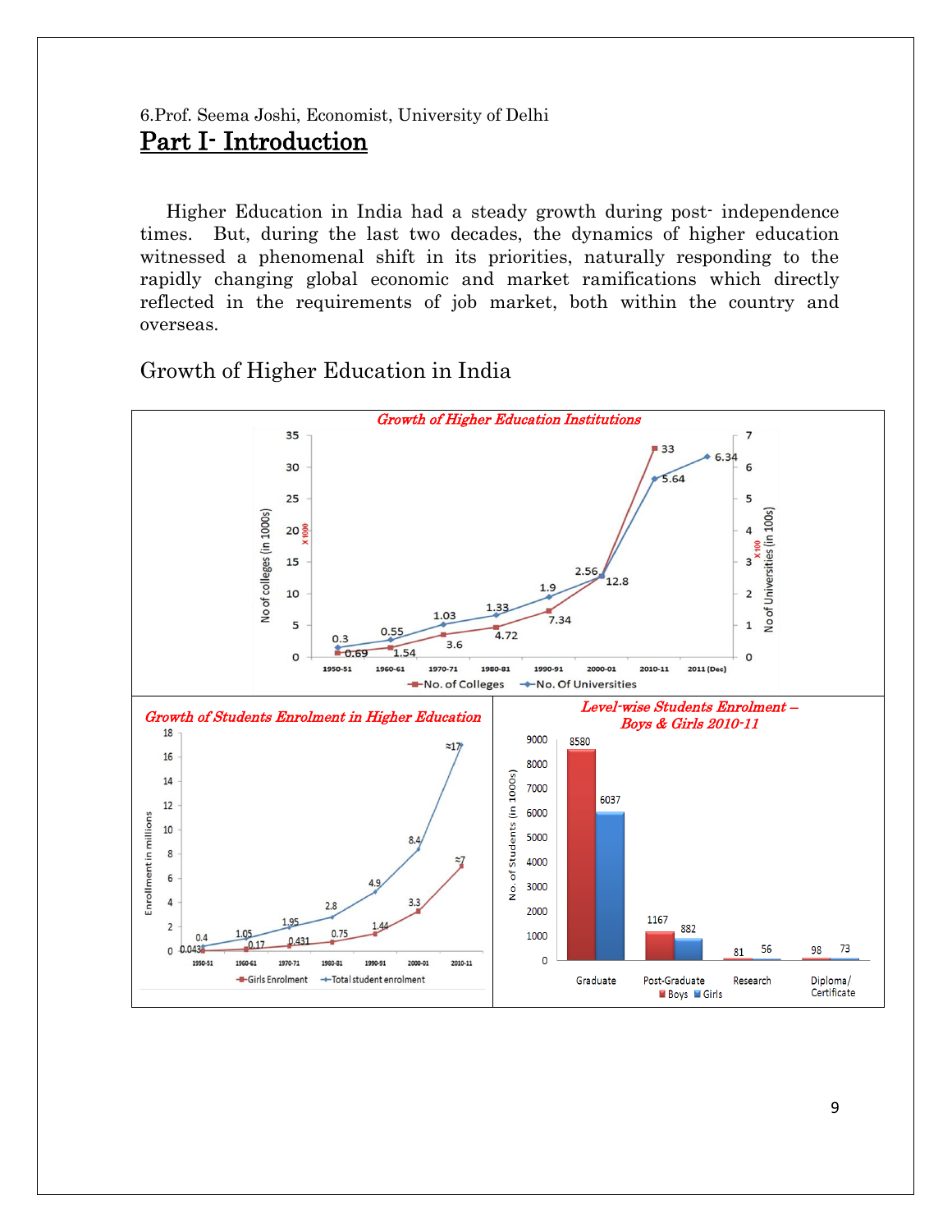6.Prof. Seema Joshi, Economist, University of Delhi

# Part I- Introduction

Higher Education in India had a steady growth during post- independence times. But, during the last two decades, the dynamics of higher education witnessed a phenomenal shift in its priorities, naturally responding to the rapidly changing global economic and market ramifications which directly reflected in the requirements of job market, both within the country and overseas.

## Growth of Higher Education in India

*Growth of Higher Education Institutions*

| Year | No. of Colleges (in 1000s) | No. Of Universities (in 100s) |
|---|---|---|
| 1950-51 | 0.69 | 0.3 |
| 1960-61 | 1.54 | 0.55 |
| 1970-71 | 3.6 | 1.03 |
| 1980-81 | 4.72 | 1.33 |
| 1990-91 | 7.34 | 1.9 |
| 2000-01 | 12.8 | 2.56 |
| 2010-11 | 33 | 5.64 |
| 2011 (Dec) | | 6.34 |

*Growth of Students Enrolment in Higher Education*

| Year | Girls Enrolment (millions) | Total student enrolment (millions) |
|---|---|---|
| 1950-51 | 0.043 | 0.4 |
| 1960-61 | 0.17 | 1.05 |
| 1970-71 | 0.431 | 1.95 |
| 1980-81 | 0.75 | 2.8 |
| 1990-91 | 1.44 | 4.9 |
| 2000-01 | 3.3 | 8.4 |
| 2010-11 | ≈7 | ≈17 |

*Level-wise Students Enrolment – Boys & Girls 2010-11*

| Level | Boys (in 1000s) | Girls (in 1000s) |
|---|---|---|
| Graduate | 8580 | 6037 |
| Post-Graduate | 1167 | 882 |
| Research | 81 | 56 |
| Diploma/ Certificate | 98 | 73 |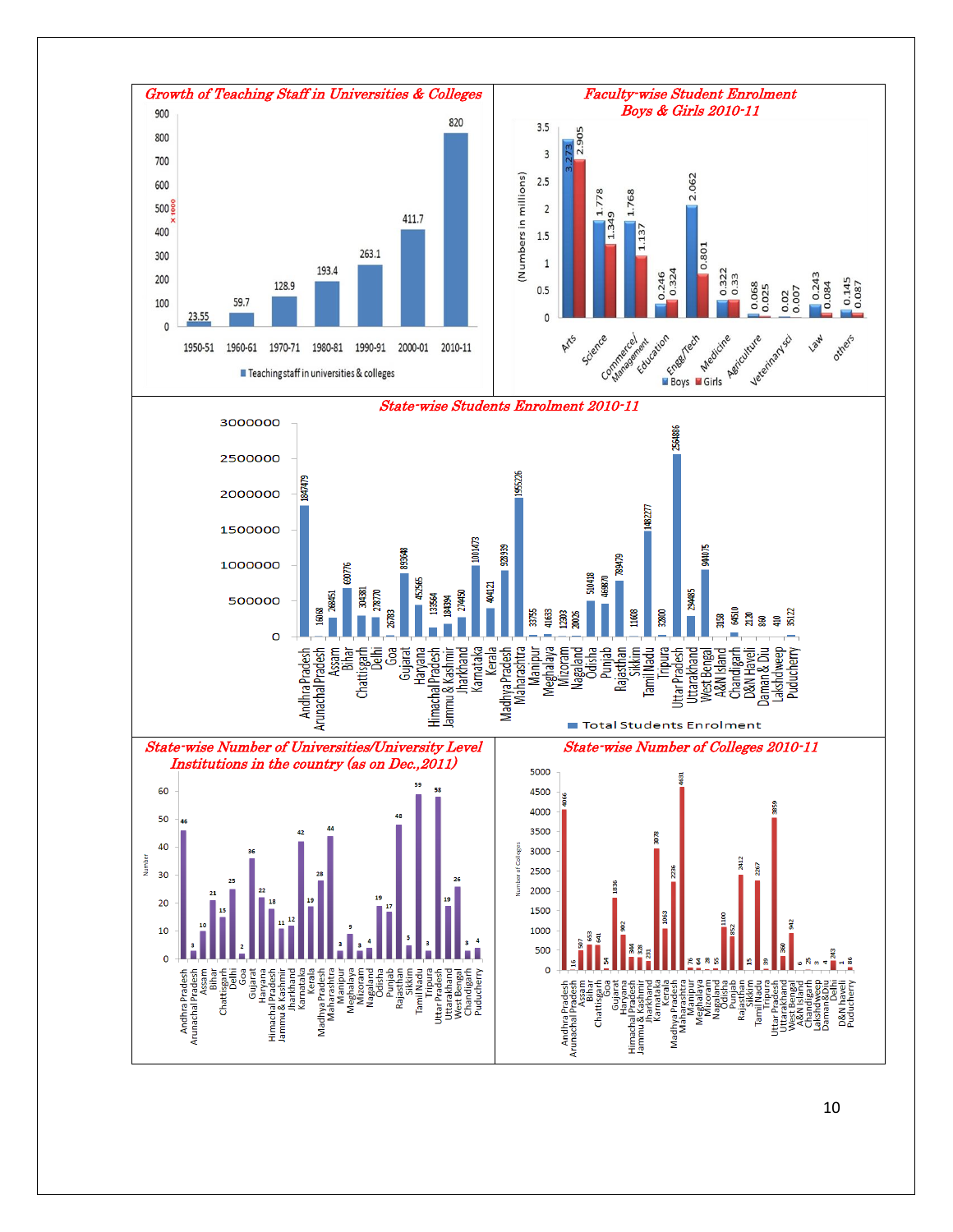## Growth of Teaching Staff in Universities & Colleges

| Year | Teaching staff in universities & colleges (× 1000) |
|---|---|
| 1950-51 | 23.55 |
| 1960-61 | 59.7 |
| 1970-71 | 128.9 |
| 1980-81 | 193.4 |
| 1990-91 | 263.1 |
| 2000-01 | 411.7 |
| 2010-11 | 820 |

## Faculty-wise Student Enrolment Boys & Girls 2010-11

(Numbers in millions)

| Faculty | Boys | Girls |
|---|---|---|
| Arts | 3.273 | 2.905 |
| Science | 1.778 | 1.349 |
| Commerce/Management | 1.768 | 1.137 |
| Education | 0.246 | 0.324 |
| Engg/Tech | 2.062 | 0.801 |
| Medicine | 0.322 | 0.33 |
| Agriculture | 0.068 | 0.025 |
| Veterinary sci | 0.02 | 0.007 |
| Law | 0.243 | 0.084 |
| others | 0.145 | 0.087 |

## State-wise Students Enrolment 2010-11

| State | Total Students Enrolment |
|---|---|
| Andhra Pradesh | 1847479 |
| Arunachal Pradesh | 16068 |
| Assam | 268451 |
| Bihar | 680776 |
| Chattisgarh | 304381 |
| Delhi | 278770 |
| Goa | 26783 |
| Gujarat | 893648 |
| Haryana | 452565 |
| Himachal Pradesh | 133564 |
| Jammu & Kashmir | 184394 |
| Jharkhand | 274450 |
| Karnataka | 1001473 |
| Kerala | 404121 |
| Madhya Pradesh | 928939 |
| Maharashtra | 1955226 |
| Manipur | 33755 |
| Meghalaya | 41633 |
| Mizoram | 12303 |
| Nagaland | 20026 |
| Odisha | 510418 |
| Punjab | 469870 |
| Rajasthan | 789479 |
| Sikkim | 11688 |
| Tamil Nadu | 1482277 |
| Tripura | 32800 |
| Uttar Pradesh | 2564886 |
| Uttarakhand | 294485 |
| West Bengal | 940075 |
| A&N Island | 3158 |
| Chandigarh | 64510 |
| D&N Haveli | 2120 |
| Daman & Diu | 860 |
| Lakshdweep | 410 |
| Puducherry | 35122 |

## State-wise Number of Universities/University Level Institutions in the country (as on Dec.,2011)

| State | Number |
|---|---|
| Andhra Pradesh | 46 |
| Arunachal Pradesh | 3 |
| Assam | 10 |
| Bihar | 21 |
| Chattisgarh | 15 |
| Delhi | 25 |
| Goa | 2 |
| Gujarat | 36 |
| Haryana | 22 |
| Himachal Pradesh | 18 |
| Jammu & Kashmir | 11 |
| Jharkhand | 12 |
| Karnataka | 42 |
| Kerala | 19 |
| Madhya Pradesh | 28 |
| Maharashtra | 44 |
| Manipur | 3 |
| Meghalaya | 9 |
| Mizoram | 3 |
| Nagaland | 4 |
| Odisha | 19 |
| Punjab | 17 |
| Rajasthan | 48 |
| Sikkim | 5 |
| Tamil Nadu | 59 |
| Tripura | 3 |
| Uttar Pradesh | 58 |
| Uttarakhand | 19 |
| West Bengal | 26 |
| Chandigarh | 3 |
| Puducherry | 4 |

## State-wise Number of Colleges 2010-11

| State | Number of Colleges |
|---|---|
| Andhra Pradesh | 4066 |
| Arunachal Pradesh | 16 |
| Assam | 507 |
| Bihar | 653 |
| Chattisgarh | 641 |
| Goa | 54 |
| Gujarat | 1836 |
| Haryana | 902 |
| Himachal Pradesh | 344 |
| Jammu & Kashmir | 328 |
| Jharkhand | 231 |
| Karnataka | 3078 |
| Kerala | 1063 |
| Madhya Pradesh | 2236 |
| Maharashtra | 4631 |
| Manipur | 76 |
| Meghalaya | 64 |
| Mizoram | 28 |
| Nagaland | 55 |
| Odisha | 1100 |
| Punjab | 852 |
| Rajasthan | 2412 |
| Sikkim | 15 |
| Tamil Nadu | 2267 |
| Tripura | 39 |
| Uttar Pradesh | 3859 |
| Uttarakhand | 360 |
| West Bengal | 942 |
| A&N Island | 6 |
| Chandigarh | 25 |
| Lakshadweep | 3 |
| Daman&Diu | 4 |
| Delhi | 243 |
| D&N haveli | 1 |
| Puducherry | 86 |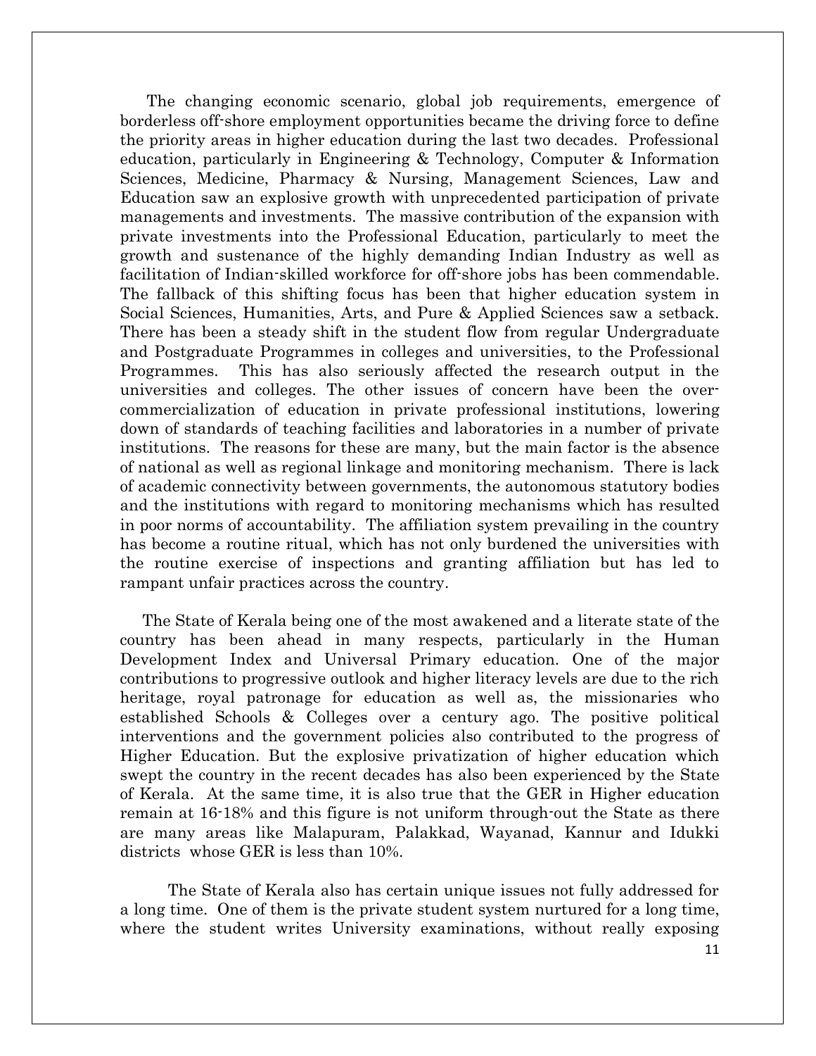The changing economic scenario, global job requirements, emergence of borderless off-shore employment opportunities became the driving force to define the priority areas in higher education during the last two decades. Professional education, particularly in Engineering & Technology, Computer & Information Sciences, Medicine, Pharmacy & Nursing, Management Sciences, Law and Education saw an explosive growth with unprecedented participation of private managements and investments. The massive contribution of the expansion with private investments into the Professional Education, particularly to meet the growth and sustenance of the highly demanding Indian Industry as well as facilitation of Indian-skilled workforce for off-shore jobs has been commendable. The fallback of this shifting focus has been that higher education system in Social Sciences, Humanities, Arts, and Pure & Applied Sciences saw a setback. There has been a steady shift in the student flow from regular Undergraduate and Postgraduate Programmes in colleges and universities, to the Professional Programmes. This has also seriously affected the research output in the universities and colleges. The other issues of concern have been the over-commercialization of education in private professional institutions, lowering down of standards of teaching facilities and laboratories in a number of private institutions. The reasons for these are many, but the main factor is the absence of national as well as regional linkage and monitoring mechanism. There is lack of academic connectivity between governments, the autonomous statutory bodies and the institutions with regard to monitoring mechanisms which has resulted in poor norms of accountability. The affiliation system prevailing in the country has become a routine ritual, which has not only burdened the universities with the routine exercise of inspections and granting affiliation but has led to rampant unfair practices across the country.

The State of Kerala being one of the most awakened and a literate state of the country has been ahead in many respects, particularly in the Human Development Index and Universal Primary education. One of the major contributions to progressive outlook and higher literacy levels are due to the rich heritage, royal patronage for education as well as, the missionaries who established Schools & Colleges over a century ago. The positive political interventions and the government policies also contributed to the progress of Higher Education. But the explosive privatization of higher education which swept the country in the recent decades has also been experienced by the State of Kerala. At the same time, it is also true that the GER in Higher education remain at 16-18% and this figure is not uniform through-out the State as there are many areas like Malapuram, Palakkad, Wayanad, Kannur and Idukki districts whose GER is less than 10%.

The State of Kerala also has certain unique issues not fully addressed for a long time. One of them is the private student system nurtured for a long time, where the student writes University examinations, without really exposing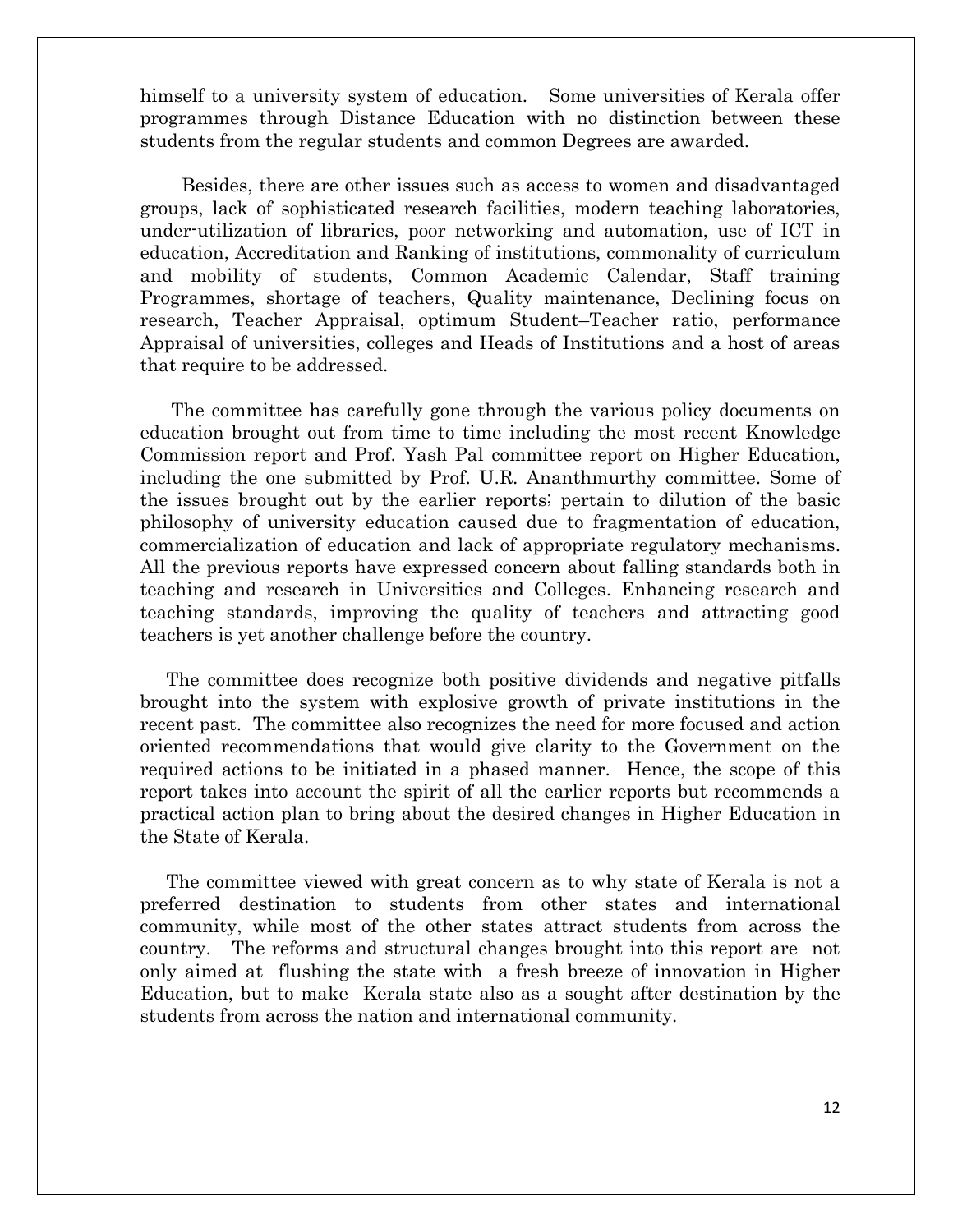himself to a university system of education. Some universities of Kerala offer programmes through Distance Education with no distinction between these students from the regular students and common Degrees are awarded.

Besides, there are other issues such as access to women and disadvantaged groups, lack of sophisticated research facilities, modern teaching laboratories, under-utilization of libraries, poor networking and automation, use of ICT in education, Accreditation and Ranking of institutions, commonality of curriculum and mobility of students, Common Academic Calendar, Staff training Programmes, shortage of teachers, Quality maintenance, Declining focus on research, Teacher Appraisal, optimum Student–Teacher ratio, performance Appraisal of universities, colleges and Heads of Institutions and a host of areas that require to be addressed.

The committee has carefully gone through the various policy documents on education brought out from time to time including the most recent Knowledge Commission report and Prof. Yash Pal committee report on Higher Education, including the one submitted by Prof. U.R. Ananthmurthy committee. Some of the issues brought out by the earlier reports; pertain to dilution of the basic philosophy of university education caused due to fragmentation of education, commercialization of education and lack of appropriate regulatory mechanisms. All the previous reports have expressed concern about falling standards both in teaching and research in Universities and Colleges. Enhancing research and teaching standards, improving the quality of teachers and attracting good teachers is yet another challenge before the country.

The committee does recognize both positive dividends and negative pitfalls brought into the system with explosive growth of private institutions in the recent past. The committee also recognizes the need for more focused and action oriented recommendations that would give clarity to the Government on the required actions to be initiated in a phased manner. Hence, the scope of this report takes into account the spirit of all the earlier reports but recommends a practical action plan to bring about the desired changes in Higher Education in the State of Kerala.

The committee viewed with great concern as to why state of Kerala is not a preferred destination to students from other states and international community, while most of the other states attract students from across the country. The reforms and structural changes brought into this report are not only aimed at flushing the state with a fresh breeze of innovation in Higher Education, but to make Kerala state also as a sought after destination by the students from across the nation and international community.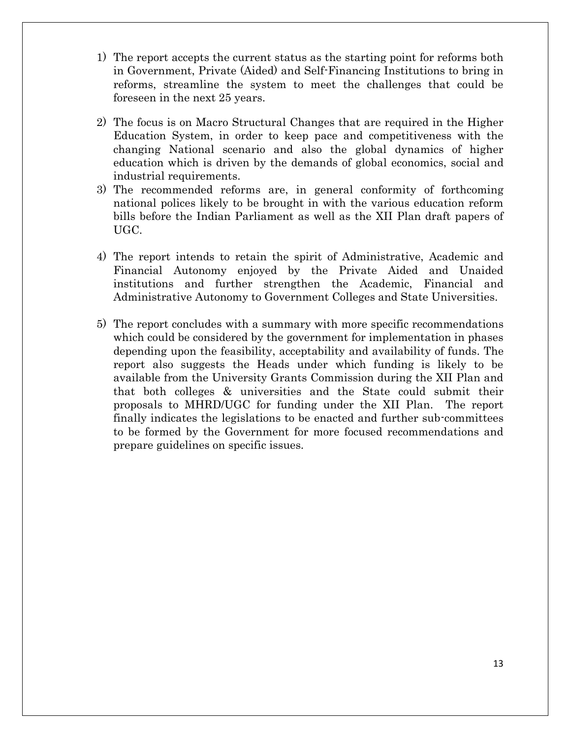1) The report accepts the current status as the starting point for reforms both in Government, Private (Aided) and Self-Financing Institutions to bring in reforms, streamline the system to meet the challenges that could be foreseen in the next 25 years.

2) The focus is on Macro Structural Changes that are required in the Higher Education System, in order to keep pace and competitiveness with the changing National scenario and also the global dynamics of higher education which is driven by the demands of global economics, social and industrial requirements.

3) The recommended reforms are, in general conformity of forthcoming national polices likely to be brought in with the various education reform bills before the Indian Parliament as well as the XII Plan draft papers of UGC.

4) The report intends to retain the spirit of Administrative, Academic and Financial Autonomy enjoyed by the Private Aided and Unaided institutions and further strengthen the Academic, Financial and Administrative Autonomy to Government Colleges and State Universities.

5) The report concludes with a summary with more specific recommendations which could be considered by the government for implementation in phases depending upon the feasibility, acceptability and availability of funds. The report also suggests the Heads under which funding is likely to be available from the University Grants Commission during the XII Plan and that both colleges & universities and the State could submit their proposals to MHRD/UGC for funding under the XII Plan. The report finally indicates the legislations to be enacted and further sub-committees to be formed by the Government for more focused recommendations and prepare guidelines on specific issues.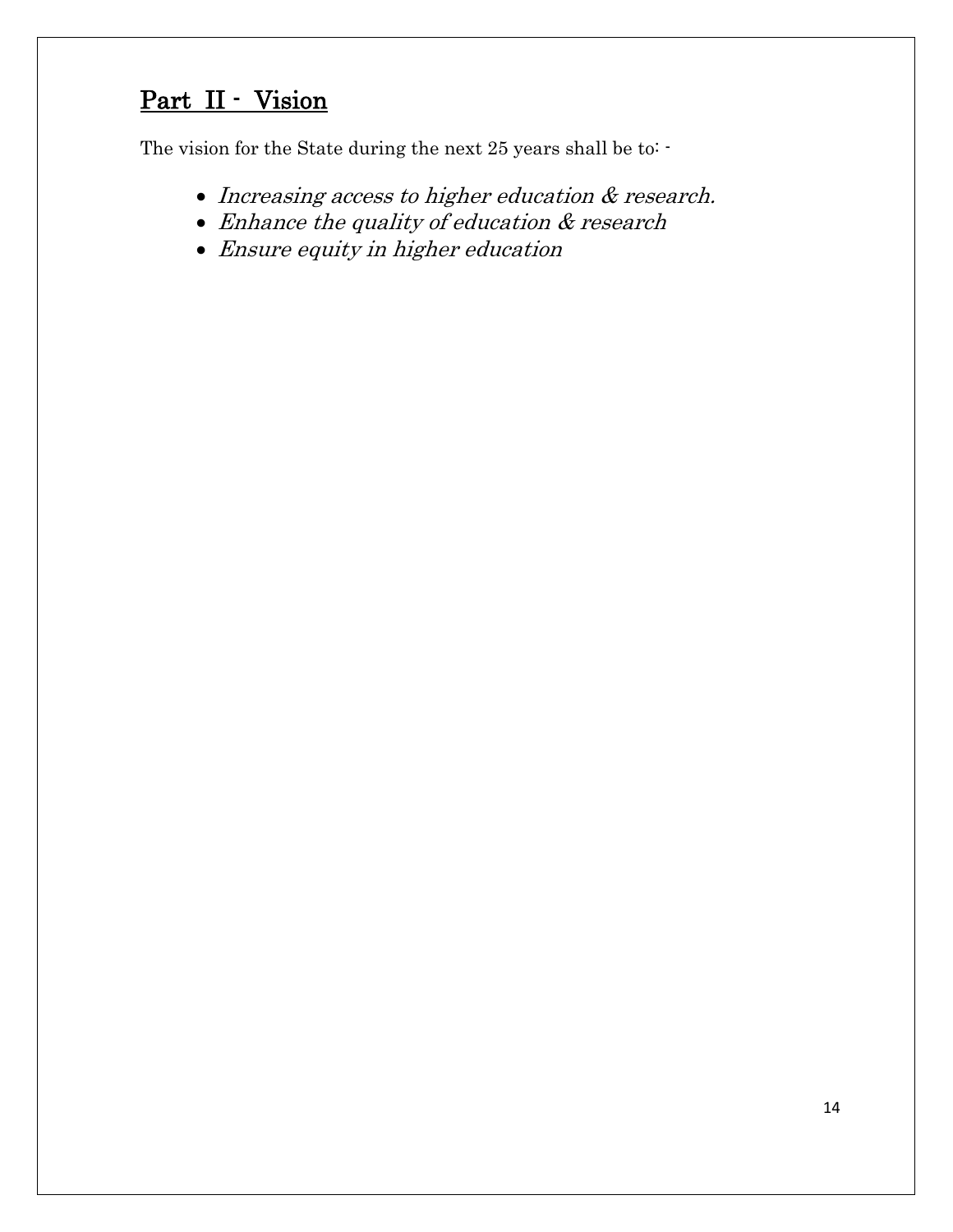## Part II - Vision

The vision for the State during the next 25 years shall be to: -

- *Increasing access to higher education & research.*
- *Enhance the quality of education & research*
- *Ensure equity in higher education*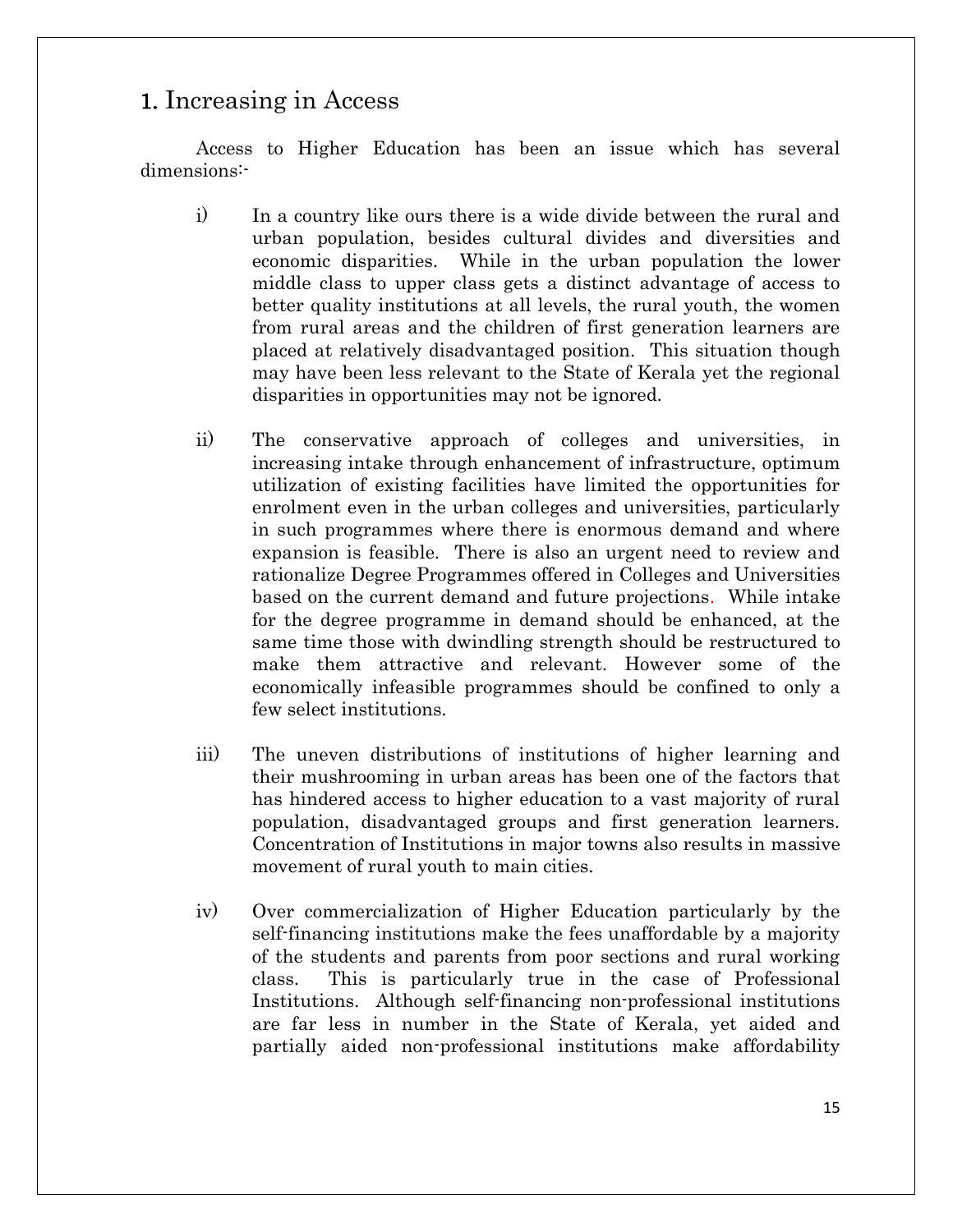# 1. Increasing in Access

Access to Higher Education has been an issue which has several dimensions:-

i) In a country like ours there is a wide divide between the rural and urban population, besides cultural divides and diversities and economic disparities. While in the urban population the lower middle class to upper class gets a distinct advantage of access to better quality institutions at all levels, the rural youth, the women from rural areas and the children of first generation learners are placed at relatively disadvantaged position. This situation though may have been less relevant to the State of Kerala yet the regional disparities in opportunities may not be ignored.

ii) The conservative approach of colleges and universities, in increasing intake through enhancement of infrastructure, optimum utilization of existing facilities have limited the opportunities for enrolment even in the urban colleges and universities, particularly in such programmes where there is enormous demand and where expansion is feasible. There is also an urgent need to review and rationalize Degree Programmes offered in Colleges and Universities based on the current demand and future projections. While intake for the degree programme in demand should be enhanced, at the same time those with dwindling strength should be restructured to make them attractive and relevant. However some of the economically infeasible programmes should be confined to only a few select institutions.

iii) The uneven distributions of institutions of higher learning and their mushrooming in urban areas has been one of the factors that has hindered access to higher education to a vast majority of rural population, disadvantaged groups and first generation learners. Concentration of Institutions in major towns also results in massive movement of rural youth to main cities.

iv) Over commercialization of Higher Education particularly by the self-financing institutions make the fees unaffordable by a majority of the students and parents from poor sections and rural working class. This is particularly true in the case of Professional Institutions. Although self-financing non-professional institutions are far less in number in the State of Kerala, yet aided and partially aided non-professional institutions make affordability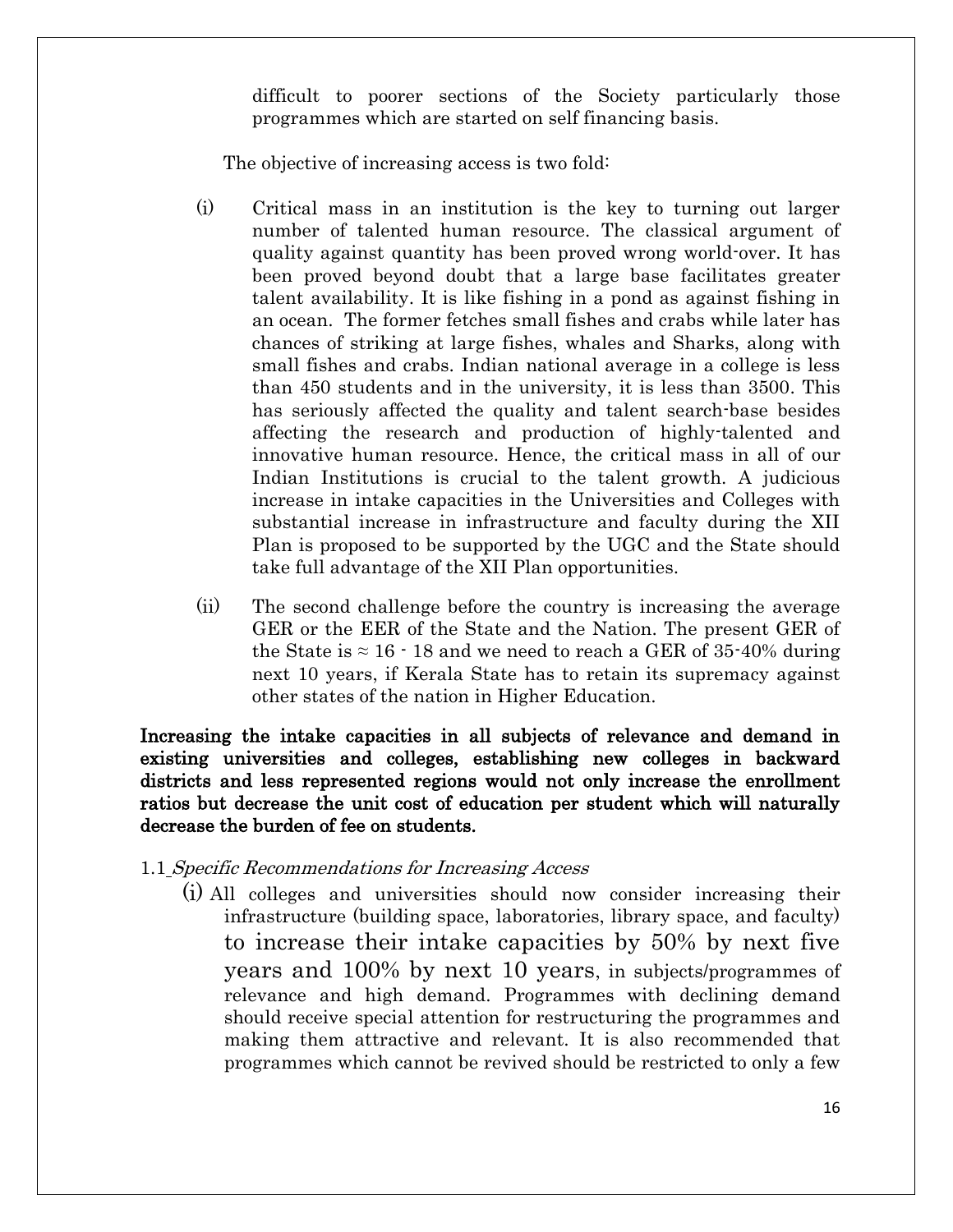difficult to poorer sections of the Society particularly those programmes which are started on self financing basis.

The objective of increasing access is two fold:

(i) Critical mass in an institution is the key to turning out larger number of talented human resource. The classical argument of quality against quantity has been proved wrong world-over. It has been proved beyond doubt that a large base facilitates greater talent availability. It is like fishing in a pond as against fishing in an ocean. The former fetches small fishes and crabs while later has chances of striking at large fishes, whales and Sharks, along with small fishes and crabs. Indian national average in a college is less than 450 students and in the university, it is less than 3500. This has seriously affected the quality and talent search-base besides affecting the research and production of highly-talented and innovative human resource. Hence, the critical mass in all of our Indian Institutions is crucial to the talent growth. A judicious increase in intake capacities in the Universities and Colleges with substantial increase in infrastructure and faculty during the XII Plan is proposed to be supported by the UGC and the State should take full advantage of the XII Plan opportunities.

(ii) The second challenge before the country is increasing the average GER or the EER of the State and the Nation. The present GER of the State is ≈ 16 - 18 and we need to reach a GER of 35-40% during next 10 years, if Kerala State has to retain its supremacy against other states of the nation in Higher Education.

**Increasing the intake capacities in all subjects of relevance and demand in existing universities and colleges, establishing new colleges in backward districts and less represented regions would not only increase the enrollment ratios but decrease the unit cost of education per student which will naturally decrease the burden of fee on students.**

1.1 *Specific Recommendations for Increasing Access*

(i) All colleges and universities should now consider increasing their infrastructure (building space, laboratories, library space, and faculty) to increase their intake capacities by 50% by next five years and 100% by next 10 years, in subjects/programmes of relevance and high demand. Programmes with declining demand should receive special attention for restructuring the programmes and making them attractive and relevant. It is also recommended that programmes which cannot be revived should be restricted to only a few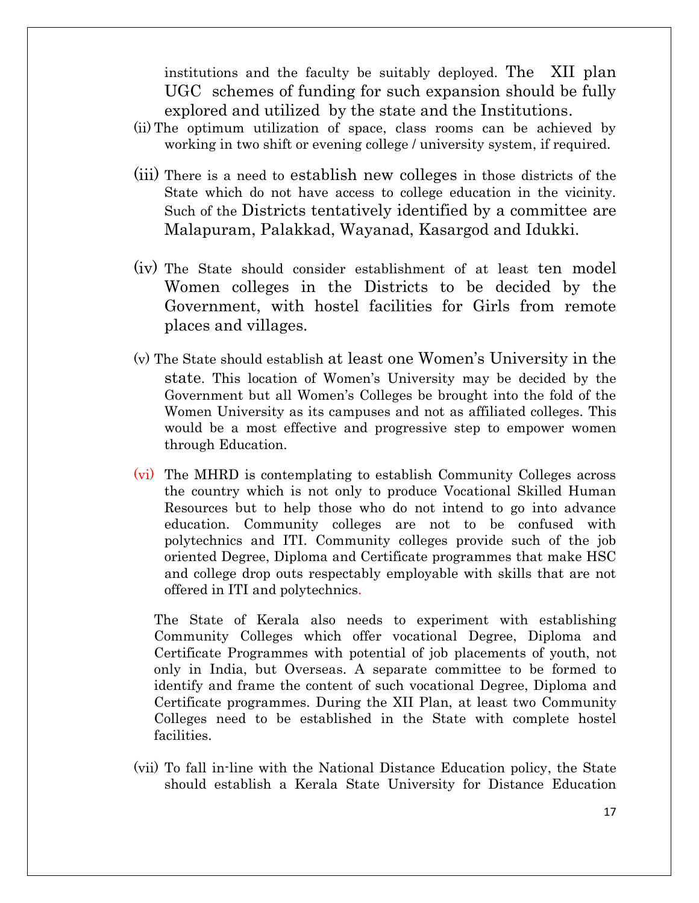institutions and the faculty be suitably deployed. The XII plan UGC schemes of funding for such expansion should be fully explored and utilized by the state and the Institutions.

(ii) The optimum utilization of space, class rooms can be achieved by working in two shift or evening college / university system, if required.

(iii) There is a need to establish new colleges in those districts of the State which do not have access to college education in the vicinity. Such of the Districts tentatively identified by a committee are Malapuram, Palakkad, Wayanad, Kasargod and Idukki.

(iv) The State should consider establishment of at least ten model Women colleges in the Districts to be decided by the Government, with hostel facilities for Girls from remote places and villages.

(v) The State should establish at least one Women's University in the state. This location of Women's University may be decided by the Government but all Women's Colleges be brought into the fold of the Women University as its campuses and not as affiliated colleges. This would be a most effective and progressive step to empower women through Education.

(vi) The MHRD is contemplating to establish Community Colleges across the country which is not only to produce Vocational Skilled Human Resources but to help those who do not intend to go into advance education. Community colleges are not to be confused with polytechnics and ITI. Community colleges provide such of the job oriented Degree, Diploma and Certificate programmes that make HSC and college drop outs respectably employable with skills that are not offered in ITI and polytechnics.

The State of Kerala also needs to experiment with establishing Community Colleges which offer vocational Degree, Diploma and Certificate Programmes with potential of job placements of youth, not only in India, but Overseas. A separate committee to be formed to identify and frame the content of such vocational Degree, Diploma and Certificate programmes. During the XII Plan, at least two Community Colleges need to be established in the State with complete hostel facilities.

(vii) To fall in-line with the National Distance Education policy, the State should establish a Kerala State University for Distance Education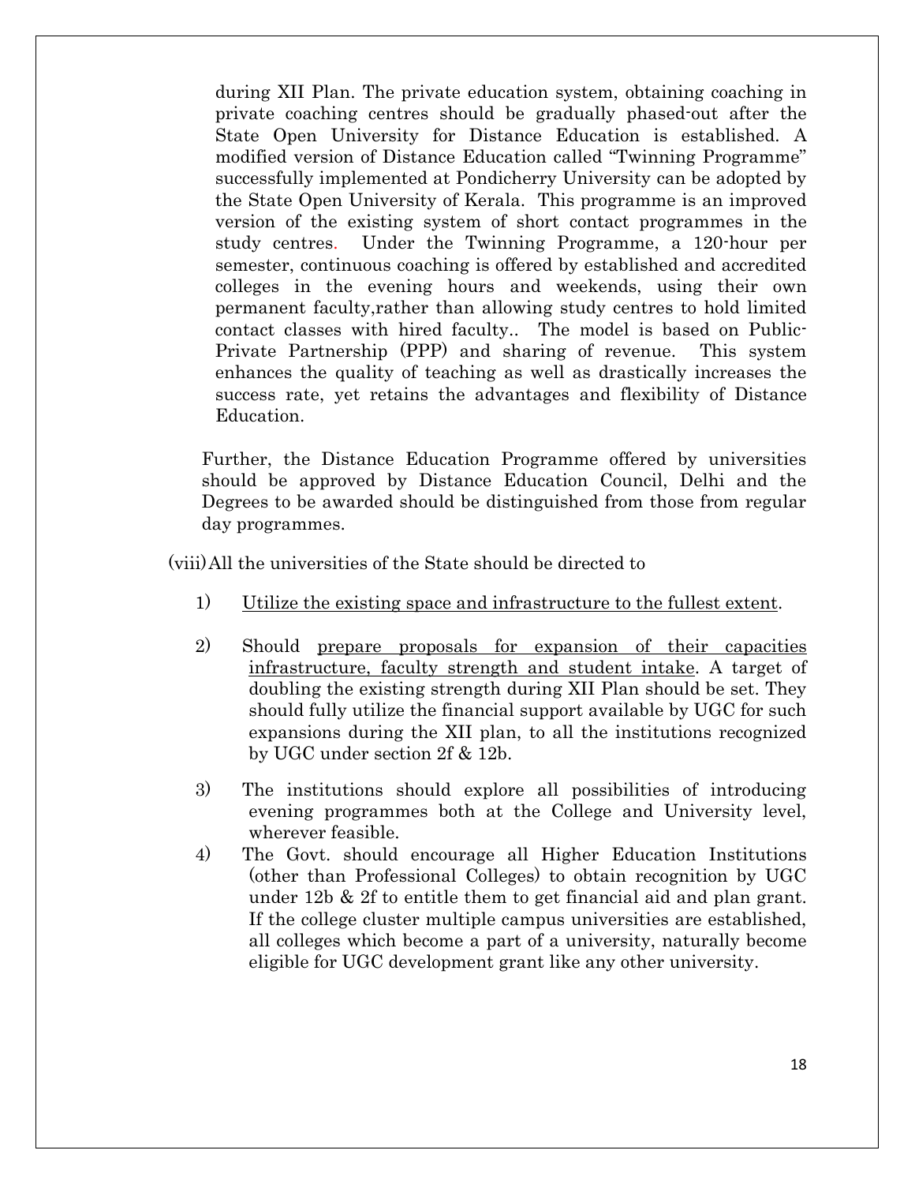during XII Plan. The private education system, obtaining coaching in private coaching centres should be gradually phased-out after the State Open University for Distance Education is established. A modified version of Distance Education called "Twinning Programme" successfully implemented at Pondicherry University can be adopted by the State Open University of Kerala. This programme is an improved version of the existing system of short contact programmes in the study centres. Under the Twinning Programme, a 120-hour per semester, continuous coaching is offered by established and accredited colleges in the evening hours and weekends, using their own permanent faculty,rather than allowing study centres to hold limited contact classes with hired faculty.. The model is based on Public-Private Partnership (PPP) and sharing of revenue. This system enhances the quality of teaching as well as drastically increases the success rate, yet retains the advantages and flexibility of Distance Education.

Further, the Distance Education Programme offered by universities should be approved by Distance Education Council, Delhi and the Degrees to be awarded should be distinguished from those from regular day programmes.

(viii) All the universities of the State should be directed to

1) <u>Utilize the existing space and infrastructure to the fullest extent</u>.

2) Should <u>prepare proposals for expansion of their capacities infrastructure, faculty strength and student intake</u>. A target of doubling the existing strength during XII Plan should be set. They should fully utilize the financial support available by UGC for such expansions during the XII plan, to all the institutions recognized by UGC under section 2f & 12b.

3) The institutions should explore all possibilities of introducing evening programmes both at the College and University level, wherever feasible.

4) The Govt. should encourage all Higher Education Institutions (other than Professional Colleges) to obtain recognition by UGC under 12b & 2f to entitle them to get financial aid and plan grant. If the college cluster multiple campus universities are established, all colleges which become a part of a university, naturally become eligible for UGC development grant like any other university.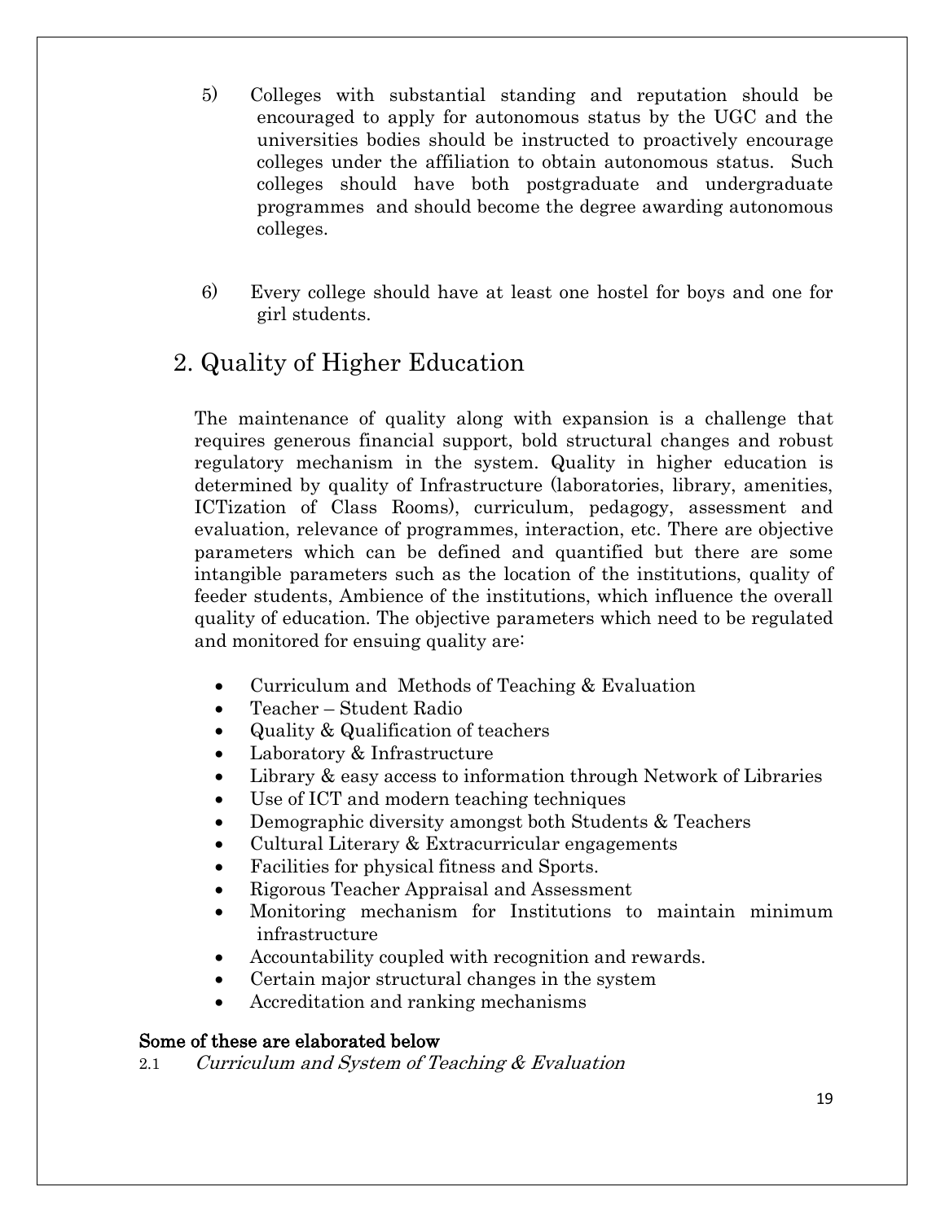5) Colleges with substantial standing and reputation should be encouraged to apply for autonomous status by the UGC and the universities bodies should be instructed to proactively encourage colleges under the affiliation to obtain autonomous status. Such colleges should have both postgraduate and undergraduate programmes and should become the degree awarding autonomous colleges.

6) Every college should have at least one hostel for boys and one for girl students.

## 2. Quality of Higher Education

The maintenance of quality along with expansion is a challenge that requires generous financial support, bold structural changes and robust regulatory mechanism in the system. Quality in higher education is determined by quality of Infrastructure (laboratories, library, amenities, ICTization of Class Rooms), curriculum, pedagogy, assessment and evaluation, relevance of programmes, interaction, etc. There are objective parameters which can be defined and quantified but there are some intangible parameters such as the location of the institutions, quality of feeder students, Ambience of the institutions, which influence the overall quality of education. The objective parameters which need to be regulated and monitored for ensuing quality are:

- Curriculum and Methods of Teaching & Evaluation
- Teacher – Student Radio
- Quality & Qualification of teachers
- Laboratory & Infrastructure
- Library & easy access to information through Network of Libraries
- Use of ICT and modern teaching techniques
- Demographic diversity amongst both Students & Teachers
- Cultural Literary & Extracurricular engagements
- Facilities for physical fitness and Sports.
- Rigorous Teacher Appraisal and Assessment
- Monitoring mechanism for Institutions to maintain minimum infrastructure
- Accountability coupled with recognition and rewards.
- Certain major structural changes in the system
- Accreditation and ranking mechanisms

**Some of these are elaborated below**

2.1 *Curriculum and System of Teaching & Evaluation*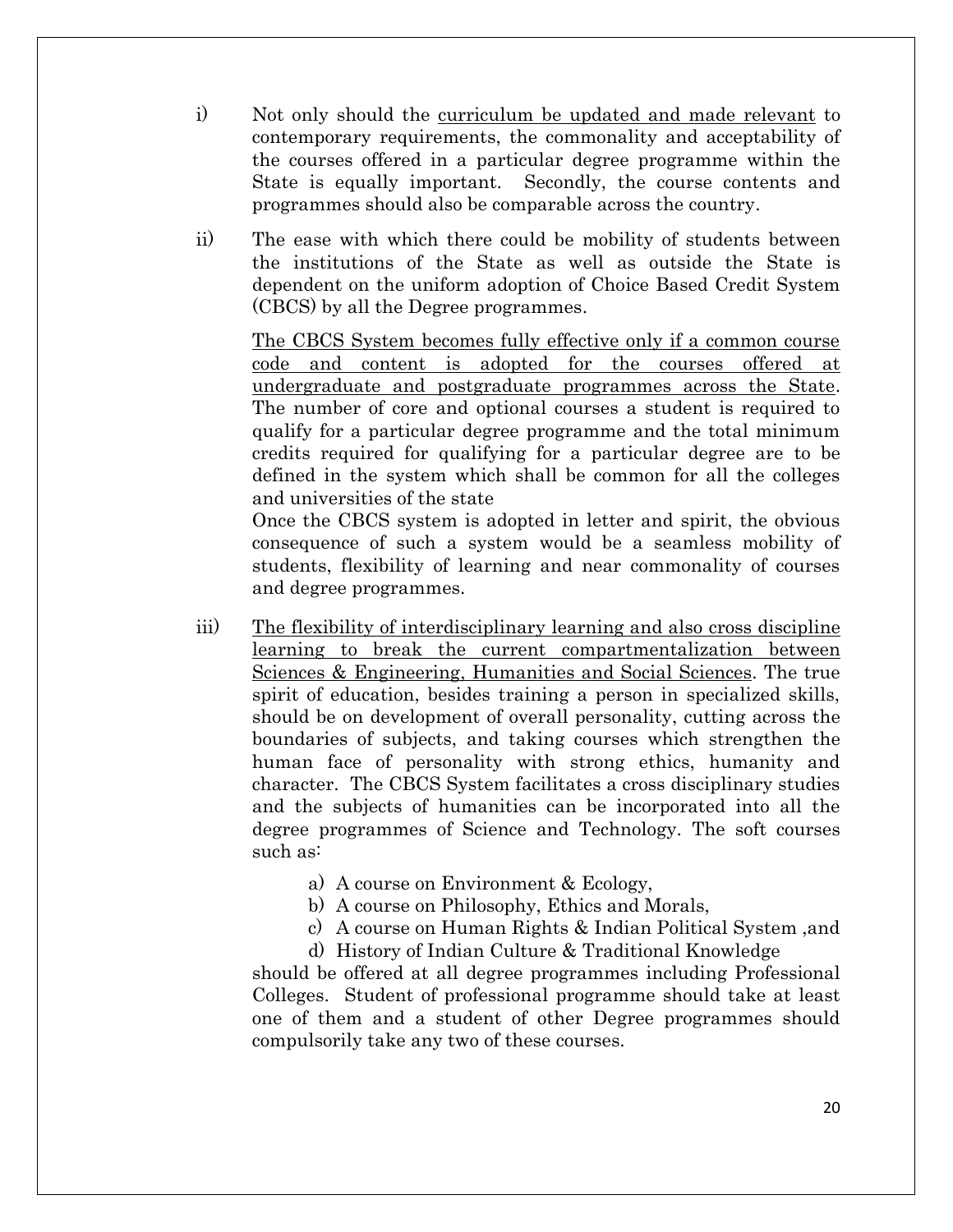i) Not only should the <u>curriculum be updated and made relevant</u> to contemporary requirements, the commonality and acceptability of the courses offered in a particular degree programme within the State is equally important. Secondly, the course contents and programmes should also be comparable across the country.

ii) The ease with which there could be mobility of students between the institutions of the State as well as outside the State is dependent on the uniform adoption of Choice Based Credit System (CBCS) by all the Degree programmes.

<u>The CBCS System becomes fully effective only if a common course code and content is adopted for the courses offered at undergraduate and postgraduate programmes across the State</u>. The number of core and optional courses a student is required to qualify for a particular degree programme and the total minimum credits required for qualifying for a particular degree are to be defined in the system which shall be common for all the colleges and universities of the state

Once the CBCS system is adopted in letter and spirit, the obvious consequence of such a system would be a seamless mobility of students, flexibility of learning and near commonality of courses and degree programmes.

iii) <u>The flexibility of interdisciplinary learning and also cross discipline learning to break the current compartmentalization between Sciences & Engineering, Humanities and Social Sciences</u>. The true spirit of education, besides training a person in specialized skills, should be on development of overall personality, cutting across the boundaries of subjects, and taking courses which strengthen the human face of personality with strong ethics, humanity and character. The CBCS System facilitates a cross disciplinary studies and the subjects of humanities can be incorporated into all the degree programmes of Science and Technology. The soft courses such as:

a) A course on Environment & Ecology,
b) A course on Philosophy, Ethics and Morals,
c) A course on Human Rights & Indian Political System ,and
d) History of Indian Culture & Traditional Knowledge

should be offered at all degree programmes including Professional Colleges. Student of professional programme should take at least one of them and a student of other Degree programmes should compulsorily take any two of these courses.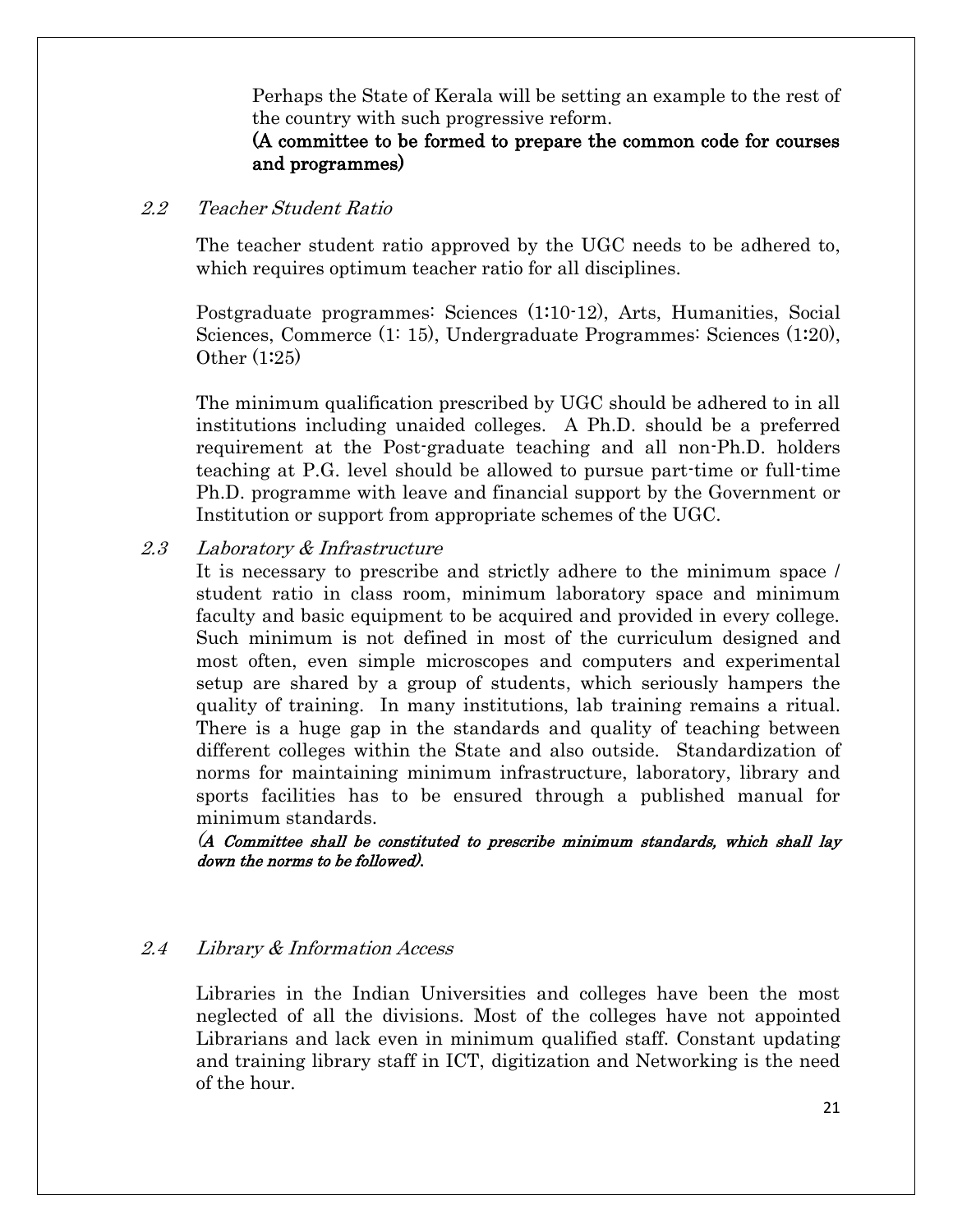Perhaps the State of Kerala will be setting an example to the rest of the country with such progressive reform.

**(A committee to be formed to prepare the common code for courses and programmes)**

### *2.2 Teacher Student Ratio*

The teacher student ratio approved by the UGC needs to be adhered to, which requires optimum teacher ratio for all disciplines.

Postgraduate programmes: Sciences (1:10-12), Arts, Humanities, Social Sciences, Commerce (1: 15), Undergraduate Programmes: Sciences (1:20), Other (1:25)

The minimum qualification prescribed by UGC should be adhered to in all institutions including unaided colleges. A Ph.D. should be a preferred requirement at the Post-graduate teaching and all non-Ph.D. holders teaching at P.G. level should be allowed to pursue part-time or full-time Ph.D. programme with leave and financial support by the Government or Institution or support from appropriate schemes of the UGC.

### *2.3 Laboratory & Infrastructure*

It is necessary to prescribe and strictly adhere to the minimum space / student ratio in class room, minimum laboratory space and minimum faculty and basic equipment to be acquired and provided in every college. Such minimum is not defined in most of the curriculum designed and most often, even simple microscopes and computers and experimental setup are shared by a group of students, which seriously hampers the quality of training. In many institutions, lab training remains a ritual. There is a huge gap in the standards and quality of teaching between different colleges within the State and also outside. Standardization of norms for maintaining minimum infrastructure, laboratory, library and sports facilities has to be ensured through a published manual for minimum standards.

***(A Committee shall be constituted to prescribe minimum standards, which shall lay down the norms to be followed).***

### *2.4 Library & Information Access*

Libraries in the Indian Universities and colleges have been the most neglected of all the divisions. Most of the colleges have not appointed Librarians and lack even in minimum qualified staff. Constant updating and training library staff in ICT, digitization and Networking is the need of the hour.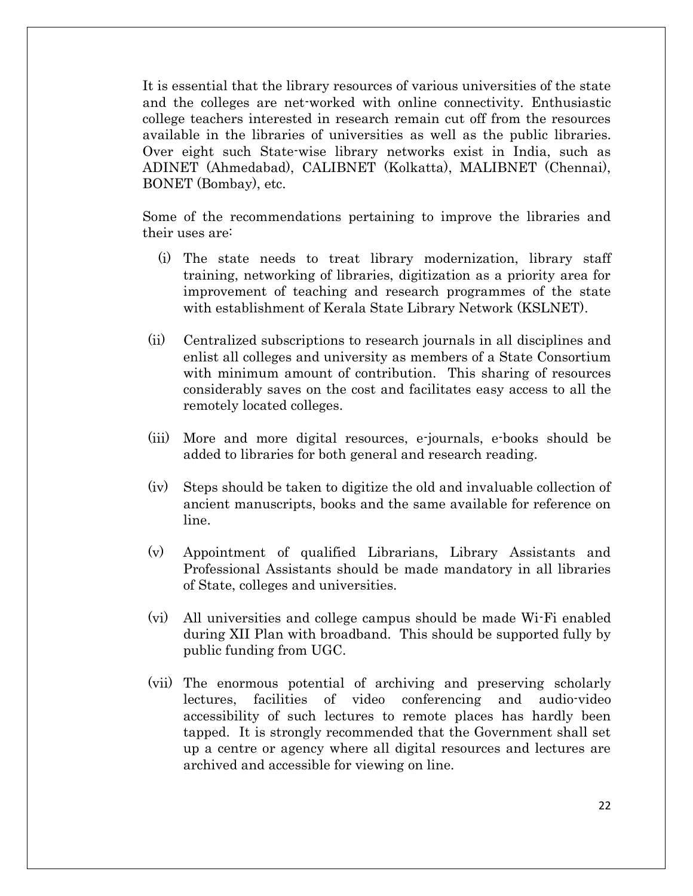It is essential that the library resources of various universities of the state and the colleges are net-worked with online connectivity. Enthusiastic college teachers interested in research remain cut off from the resources available in the libraries of universities as well as the public libraries. Over eight such State-wise library networks exist in India, such as ADINET (Ahmedabad), CALIBNET (Kolkatta), MALIBNET (Chennai), BONET (Bombay), etc.

Some of the recommendations pertaining to improve the libraries and their uses are:

(i) The state needs to treat library modernization, library staff training, networking of libraries, digitization as a priority area for improvement of teaching and research programmes of the state with establishment of Kerala State Library Network (KSLNET).

(ii) Centralized subscriptions to research journals in all disciplines and enlist all colleges and university as members of a State Consortium with minimum amount of contribution. This sharing of resources considerably saves on the cost and facilitates easy access to all the remotely located colleges.

(iii) More and more digital resources, e-journals, e-books should be added to libraries for both general and research reading.

(iv) Steps should be taken to digitize the old and invaluable collection of ancient manuscripts, books and the same available for reference on line.

(v) Appointment of qualified Librarians, Library Assistants and Professional Assistants should be made mandatory in all libraries of State, colleges and universities.

(vi) All universities and college campus should be made Wi-Fi enabled during XII Plan with broadband. This should be supported fully by public funding from UGC.

(vii) The enormous potential of archiving and preserving scholarly lectures, facilities of video conferencing and audio-video accessibility of such lectures to remote places has hardly been tapped. It is strongly recommended that the Government shall set up a centre or agency where all digital resources and lectures are archived and accessible for viewing on line.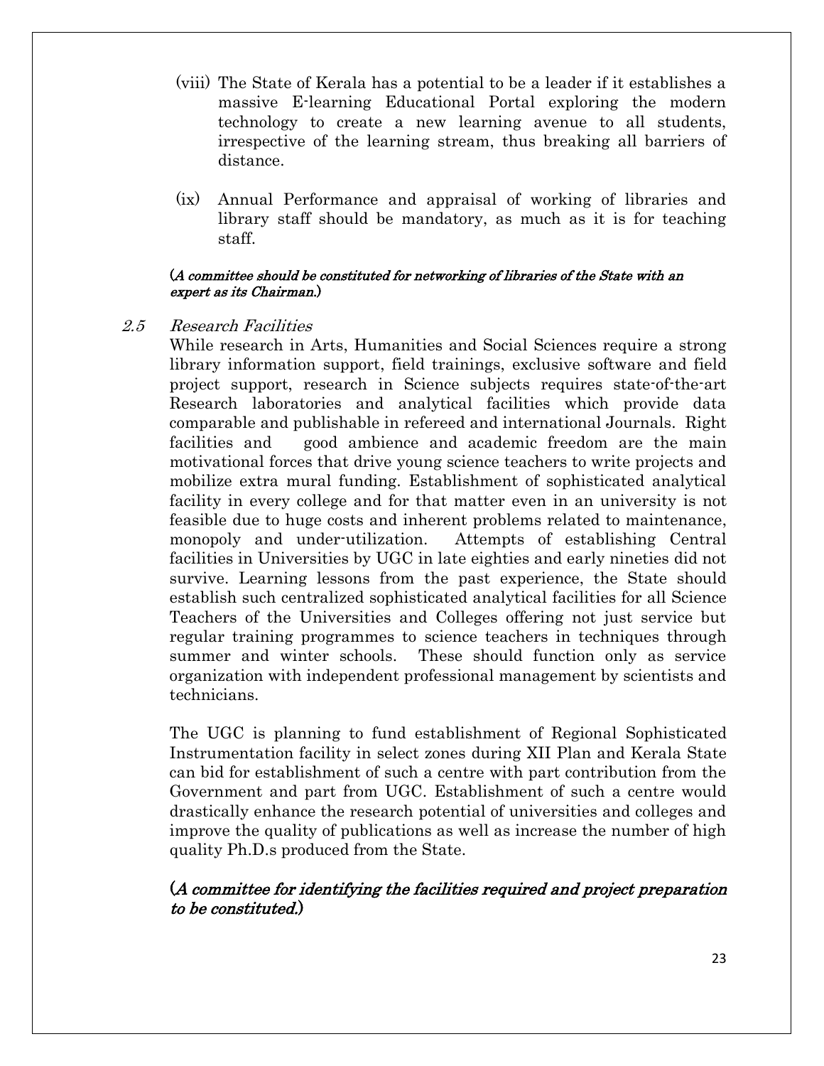(viii) The State of Kerala has a potential to be a leader if it establishes a massive E-learning Educational Portal exploring the modern technology to create a new learning avenue to all students, irrespective of the learning stream, thus breaking all barriers of distance.

(ix) Annual Performance and appraisal of working of libraries and library staff should be mandatory, as much as it is for teaching staff.

(*A committee should be constituted for networking of libraries of the State with an expert as its Chairman.*)

### *2.5 Research Facilities*

While research in Arts, Humanities and Social Sciences require a strong library information support, field trainings, exclusive software and field project support, research in Science subjects requires state-of-the-art Research laboratories and analytical facilities which provide data comparable and publishable in refereed and international Journals. Right facilities and good ambience and academic freedom are the main motivational forces that drive young science teachers to write projects and mobilize extra mural funding. Establishment of sophisticated analytical facility in every college and for that matter even in an university is not feasible due to huge costs and inherent problems related to maintenance, monopoly and under-utilization. Attempts of establishing Central facilities in Universities by UGC in late eighties and early nineties did not survive. Learning lessons from the past experience, the State should establish such centralized sophisticated analytical facilities for all Science Teachers of the Universities and Colleges offering not just service but regular training programmes to science teachers in techniques through summer and winter schools. These should function only as service organization with independent professional management by scientists and technicians.

The UGC is planning to fund establishment of Regional Sophisticated Instrumentation facility in select zones during XII Plan and Kerala State can bid for establishment of such a centre with part contribution from the Government and part from UGC. Establishment of such a centre would drastically enhance the research potential of universities and colleges and improve the quality of publications as well as increase the number of high quality Ph.D.s produced from the State.

(*A committee for identifying the facilities required and project preparation to be constituted.*)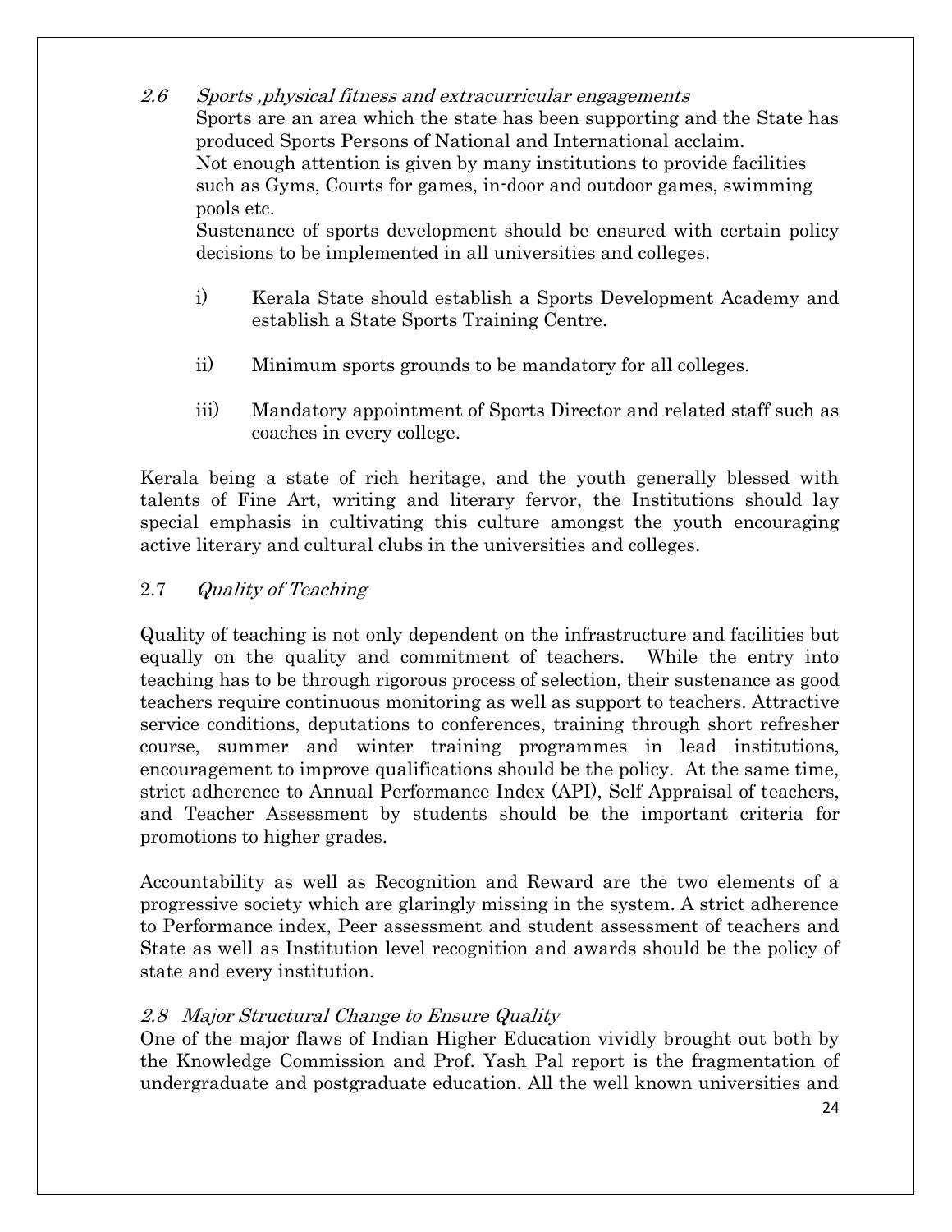### 2.6 *Sports ,physical fitness and extracurricular engagements*

Sports are an area which the state has been supporting and the State has produced Sports Persons of National and International acclaim.
Not enough attention is given by many institutions to provide facilities such as Gyms, Courts for games, in-door and outdoor games, swimming pools etc.
Sustenance of sports development should be ensured with certain policy decisions to be implemented in all universities and colleges.

i) Kerala State should establish a Sports Development Academy and establish a State Sports Training Centre.

ii) Minimum sports grounds to be mandatory for all colleges.

iii) Mandatory appointment of Sports Director and related staff such as coaches in every college.

Kerala being a state of rich heritage, and the youth generally blessed with talents of Fine Art, writing and literary fervor, the Institutions should lay special emphasis in cultivating this culture amongst the youth encouraging active literary and cultural clubs in the universities and colleges.

### 2.7 *Quality of Teaching*

Quality of teaching is not only dependent on the infrastructure and facilities but equally on the quality and commitment of teachers. While the entry into teaching has to be through rigorous process of selection, their sustenance as good teachers require continuous monitoring as well as support to teachers. Attractive service conditions, deputations to conferences, training through short refresher course, summer and winter training programmes in lead institutions, encouragement to improve qualifications should be the policy. At the same time, strict adherence to Annual Performance Index (API), Self Appraisal of teachers, and Teacher Assessment by students should be the important criteria for promotions to higher grades.

Accountability as well as Recognition and Reward are the two elements of a progressive society which are glaringly missing in the system. A strict adherence to Performance index, Peer assessment and student assessment of teachers and State as well as Institution level recognition and awards should be the policy of state and every institution.

### 2.8 *Major Structural Change to Ensure Quality*

One of the major flaws of Indian Higher Education vividly brought out both by the Knowledge Commission and Prof. Yash Pal report is the fragmentation of undergraduate and postgraduate education. All the well known universities and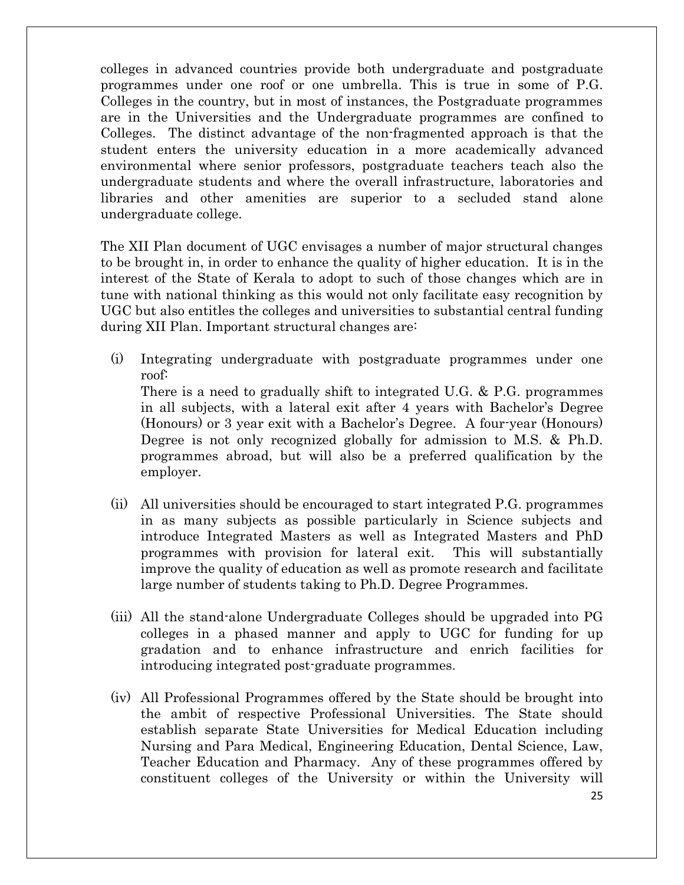colleges in advanced countries provide both undergraduate and postgraduate programmes under one roof or one umbrella. This is true in some of P.G. Colleges in the country, but in most of instances, the Postgraduate programmes are in the Universities and the Undergraduate programmes are confined to Colleges. The distinct advantage of the non-fragmented approach is that the student enters the university education in a more academically advanced environmental where senior professors, postgraduate teachers teach also the undergraduate students and where the overall infrastructure, laboratories and libraries and other amenities are superior to a secluded stand alone undergraduate college.

The XII Plan document of UGC envisages a number of major structural changes to be brought in, in order to enhance the quality of higher education. It is in the interest of the State of Kerala to adopt to such of those changes which are in tune with national thinking as this would not only facilitate easy recognition by UGC but also entitles the colleges and universities to substantial central funding during XII Plan. Important structural changes are:

(i) Integrating undergraduate with postgraduate programmes under one roof:
There is a need to gradually shift to integrated U.G. & P.G. programmes in all subjects, with a lateral exit after 4 years with Bachelor's Degree (Honours) or 3 year exit with a Bachelor's Degree. A four-year (Honours) Degree is not only recognized globally for admission to M.S. & Ph.D. programmes abroad, but will also be a preferred qualification by the employer.

(ii) All universities should be encouraged to start integrated P.G. programmes in as many subjects as possible particularly in Science subjects and introduce Integrated Masters as well as Integrated Masters and PhD programmes with provision for lateral exit. This will substantially improve the quality of education as well as promote research and facilitate large number of students taking to Ph.D. Degree Programmes.

(iii) All the stand-alone Undergraduate Colleges should be upgraded into PG colleges in a phased manner and apply to UGC for funding for up gradation and to enhance infrastructure and enrich facilities for introducing integrated post-graduate programmes.

(iv) All Professional Programmes offered by the State should be brought into the ambit of respective Professional Universities. The State should establish separate State Universities for Medical Education including Nursing and Para Medical, Engineering Education, Dental Science, Law, Teacher Education and Pharmacy. Any of these programmes offered by constituent colleges of the University or within the University will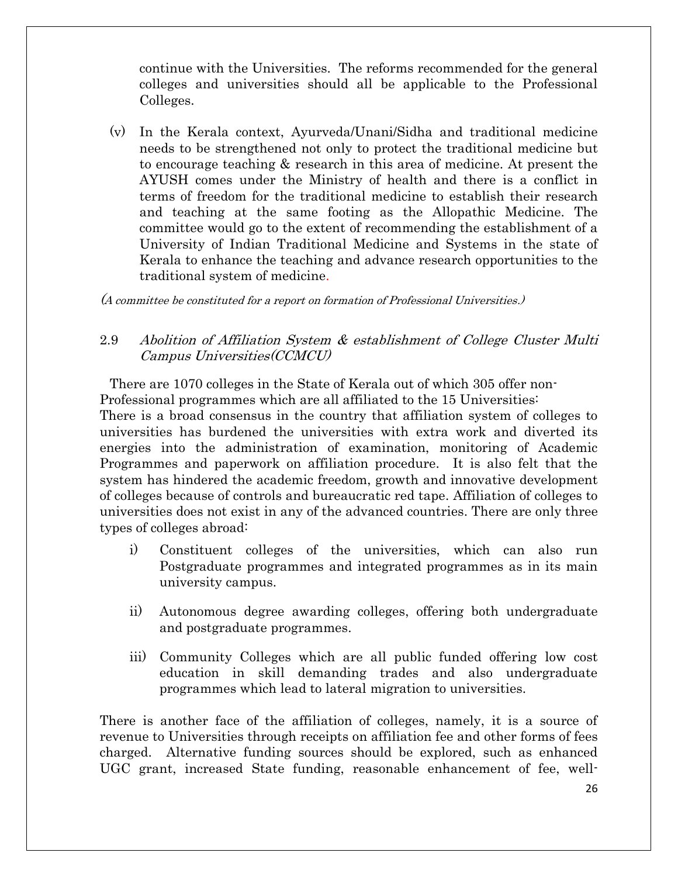continue with the Universities. The reforms recommended for the general colleges and universities should all be applicable to the Professional Colleges.

(v) In the Kerala context, Ayurveda/Unani/Sidha and traditional medicine needs to be strengthened not only to protect the traditional medicine but to encourage teaching & research in this area of medicine. At present the AYUSH comes under the Ministry of health and there is a conflict in terms of freedom for the traditional medicine to establish their research and teaching at the same footing as the Allopathic Medicine. The committee would go to the extent of recommending the establishment of a University of Indian Traditional Medicine and Systems in the state of Kerala to enhance the teaching and advance research opportunities to the traditional system of medicine.

*(A committee be constituted for a report on formation of Professional Universities.)*

## 2.9 *Abolition of Affiliation System & establishment of College Cluster Multi Campus Universities(CCMCU)*

There are 1070 colleges in the State of Kerala out of which 305 offer non-Professional programmes which are all affiliated to the 15 Universities:

There is a broad consensus in the country that affiliation system of colleges to universities has burdened the universities with extra work and diverted its energies into the administration of examination, monitoring of Academic Programmes and paperwork on affiliation procedure. It is also felt that the system has hindered the academic freedom, growth and innovative development of colleges because of controls and bureaucratic red tape. Affiliation of colleges to universities does not exist in any of the advanced countries. There are only three types of colleges abroad:

i) Constituent colleges of the universities, which can also run Postgraduate programmes and integrated programmes as in its main university campus.

ii) Autonomous degree awarding colleges, offering both undergraduate and postgraduate programmes.

iii) Community Colleges which are all public funded offering low cost education in skill demanding trades and also undergraduate programmes which lead to lateral migration to universities.

There is another face of the affiliation of colleges, namely, it is a source of revenue to Universities through receipts on affiliation fee and other forms of fees charged. Alternative funding sources should be explored, such as enhanced UGC grant, increased State funding, reasonable enhancement of fee, well-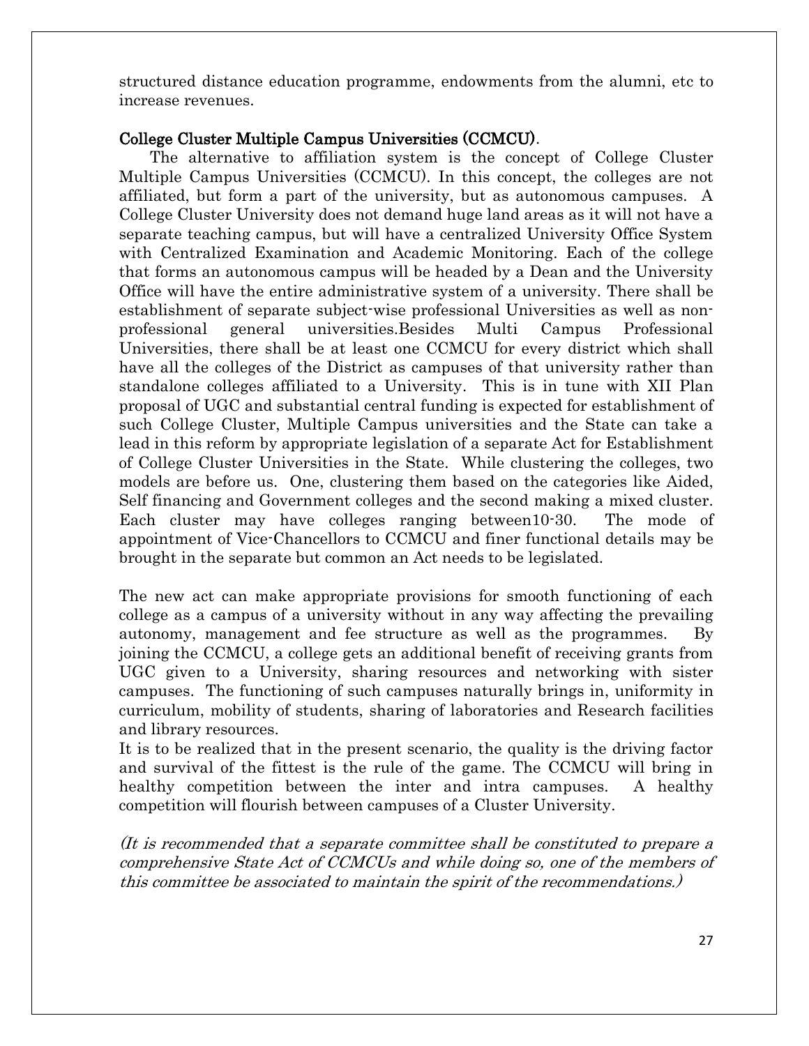structured distance education programme, endowments from the alumni, etc to increase revenues.

**College Cluster Multiple Campus Universities (CCMCU)**.

The alternative to affiliation system is the concept of College Cluster Multiple Campus Universities (CCMCU). In this concept, the colleges are not affiliated, but form a part of the university, but as autonomous campuses. A College Cluster University does not demand huge land areas as it will not have a separate teaching campus, but will have a centralized University Office System with Centralized Examination and Academic Monitoring. Each of the college that forms an autonomous campus will be headed by a Dean and the University Office will have the entire administrative system of a university. There shall be establishment of separate subject-wise professional Universities as well as non-professional general universities.Besides Multi Campus Professional Universities, there shall be at least one CCMCU for every district which shall have all the colleges of the District as campuses of that university rather than standalone colleges affiliated to a University. This is in tune with XII Plan proposal of UGC and substantial central funding is expected for establishment of such College Cluster, Multiple Campus universities and the State can take a lead in this reform by appropriate legislation of a separate Act for Establishment of College Cluster Universities in the State. While clustering the colleges, two models are before us. One, clustering them based on the categories like Aided, Self financing and Government colleges and the second making a mixed cluster. Each cluster may have colleges ranging between10-30. The mode of appointment of Vice-Chancellors to CCMCU and finer functional details may be brought in the separate but common an Act needs to be legislated.

The new act can make appropriate provisions for smooth functioning of each college as a campus of a university without in any way affecting the prevailing autonomy, management and fee structure as well as the programmes. By joining the CCMCU, a college gets an additional benefit of receiving grants from UGC given to a University, sharing resources and networking with sister campuses. The functioning of such campuses naturally brings in, uniformity in curriculum, mobility of students, sharing of laboratories and Research facilities and library resources.

It is to be realized that in the present scenario, the quality is the driving factor and survival of the fittest is the rule of the game. The CCMCU will bring in healthy competition between the inter and intra campuses. A healthy competition will flourish between campuses of a Cluster University.

*(It is recommended that a separate committee shall be constituted to prepare a comprehensive State Act of CCMCUs and while doing so, one of the members of this committee be associated to maintain the spirit of the recommendations.)*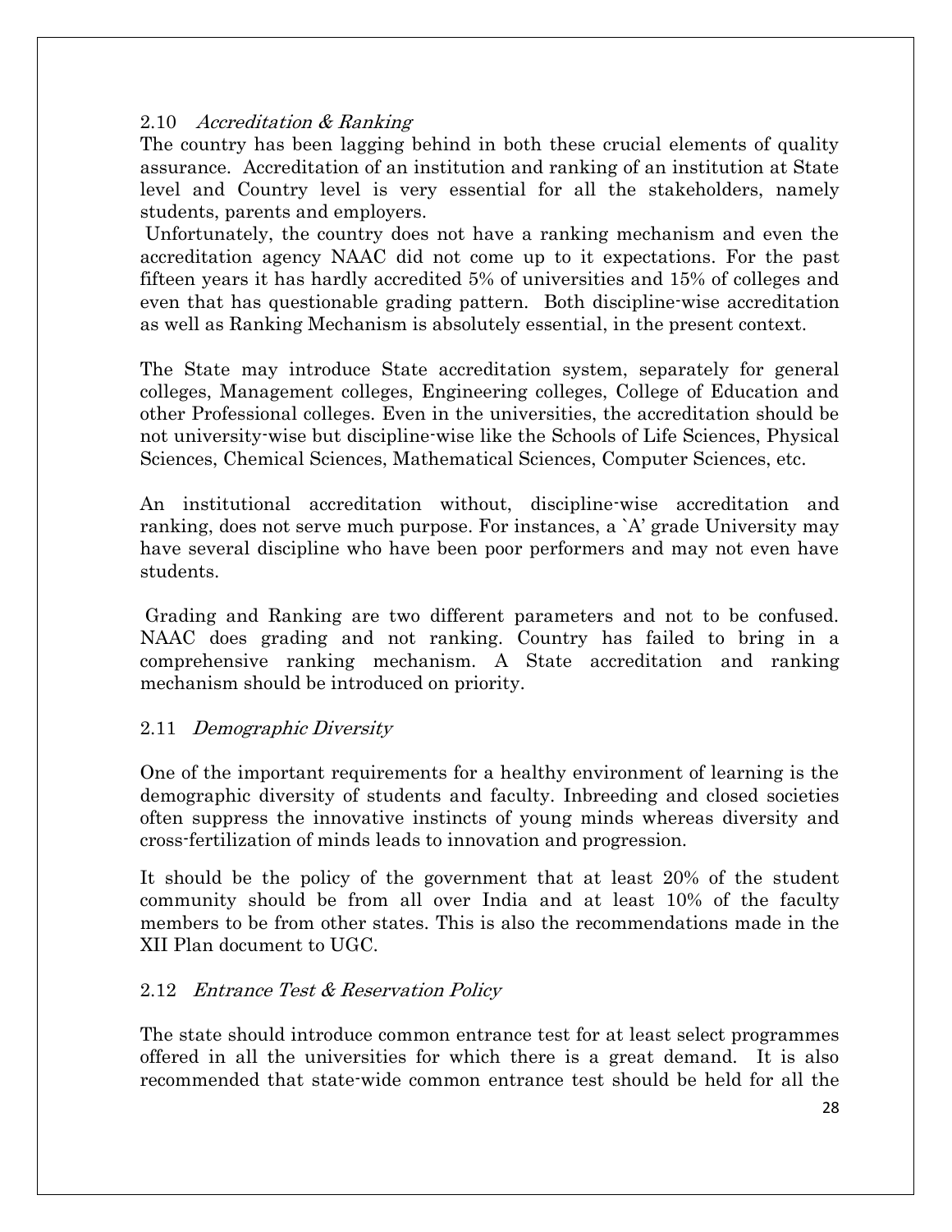### 2.10 *Accreditation & Ranking*

The country has been lagging behind in both these crucial elements of quality assurance. Accreditation of an institution and ranking of an institution at State level and Country level is very essential for all the stakeholders, namely students, parents and employers.

Unfortunately, the country does not have a ranking mechanism and even the accreditation agency NAAC did not come up to it expectations. For the past fifteen years it has hardly accredited 5% of universities and 15% of colleges and even that has questionable grading pattern. Both discipline-wise accreditation as well as Ranking Mechanism is absolutely essential, in the present context.

The State may introduce State accreditation system, separately for general colleges, Management colleges, Engineering colleges, College of Education and other Professional colleges. Even in the universities, the accreditation should be not university-wise but discipline-wise like the Schools of Life Sciences, Physical Sciences, Chemical Sciences, Mathematical Sciences, Computer Sciences, etc.

An institutional accreditation without, discipline-wise accreditation and ranking, does not serve much purpose. For instances, a `A' grade University may have several discipline who have been poor performers and may not even have students.

Grading and Ranking are two different parameters and not to be confused. NAAC does grading and not ranking. Country has failed to bring in a comprehensive ranking mechanism. A State accreditation and ranking mechanism should be introduced on priority.

### 2.11 *Demographic Diversity*

One of the important requirements for a healthy environment of learning is the demographic diversity of students and faculty. Inbreeding and closed societies often suppress the innovative instincts of young minds whereas diversity and cross-fertilization of minds leads to innovation and progression.

It should be the policy of the government that at least 20% of the student community should be from all over India and at least 10% of the faculty members to be from other states. This is also the recommendations made in the XII Plan document to UGC.

### 2.12 *Entrance Test & Reservation Policy*

The state should introduce common entrance test for at least select programmes offered in all the universities for which there is a great demand. It is also recommended that state-wide common entrance test should be held for all the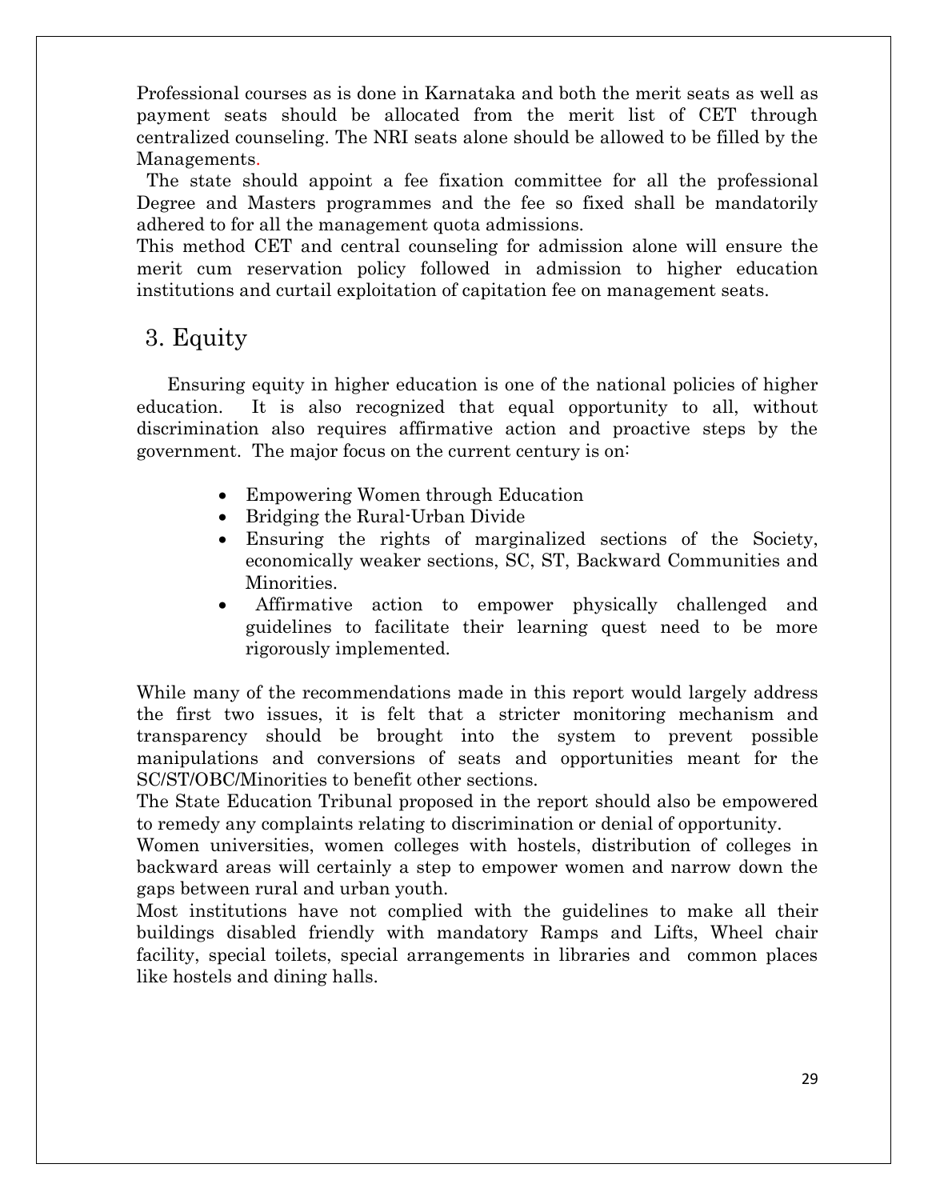Professional courses as is done in Karnataka and both the merit seats as well as payment seats should be allocated from the merit list of CET through centralized counseling. The NRI seats alone should be allowed to be filled by the Managements.

The state should appoint a fee fixation committee for all the professional Degree and Masters programmes and the fee so fixed shall be mandatorily adhered to for all the management quota admissions.

This method CET and central counseling for admission alone will ensure the merit cum reservation policy followed in admission to higher education institutions and curtail exploitation of capitation fee on management seats.

## 3. Equity

Ensuring equity in higher education is one of the national policies of higher education. It is also recognized that equal opportunity to all, without discrimination also requires affirmative action and proactive steps by the government. The major focus on the current century is on:

- Empowering Women through Education
- Bridging the Rural-Urban Divide
- Ensuring the rights of marginalized sections of the Society, economically weaker sections, SC, ST, Backward Communities and Minorities.
- Affirmative action to empower physically challenged and guidelines to facilitate their learning quest need to be more rigorously implemented.

While many of the recommendations made in this report would largely address the first two issues, it is felt that a stricter monitoring mechanism and transparency should be brought into the system to prevent possible manipulations and conversions of seats and opportunities meant for the SC/ST/OBC/Minorities to benefit other sections.

The State Education Tribunal proposed in the report should also be empowered to remedy any complaints relating to discrimination or denial of opportunity.

Women universities, women colleges with hostels, distribution of colleges in backward areas will certainly a step to empower women and narrow down the gaps between rural and urban youth.

Most institutions have not complied with the guidelines to make all their buildings disabled friendly with mandatory Ramps and Lifts, Wheel chair facility, special toilets, special arrangements in libraries and common places like hostels and dining halls.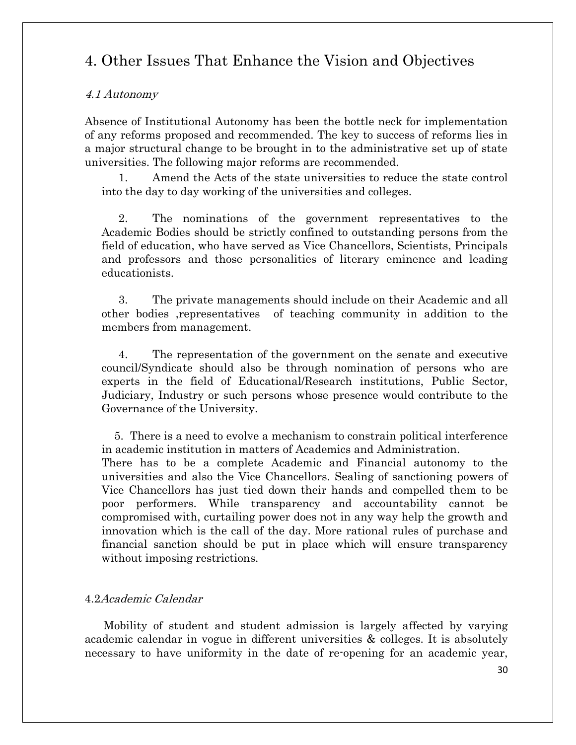## 4. Other Issues That Enhance the Vision and Objectives

### *4.1 Autonomy*

Absence of Institutional Autonomy has been the bottle neck for implementation of any reforms proposed and recommended. The key to success of reforms lies in a major structural change to be brought in to the administrative set up of state universities. The following major reforms are recommended.

1. Amend the Acts of the state universities to reduce the state control into the day to day working of the universities and colleges.

2. The nominations of the government representatives to the Academic Bodies should be strictly confined to outstanding persons from the field of education, who have served as Vice Chancellors, Scientists, Principals and professors and those personalities of literary eminence and leading educationists.

3. The private managements should include on their Academic and all other bodies ,representatives of teaching community in addition to the members from management.

4. The representation of the government on the senate and executive council/Syndicate should also be through nomination of persons who are experts in the field of Educational/Research institutions, Public Sector, Judiciary, Industry or such persons whose presence would contribute to the Governance of the University.

5. There is a need to evolve a mechanism to constrain political interference in academic institution in matters of Academics and Administration.

There has to be a complete Academic and Financial autonomy to the universities and also the Vice Chancellors. Sealing of sanctioning powers of Vice Chancellors has just tied down their hands and compelled them to be poor performers. While transparency and accountability cannot be compromised with, curtailing power does not in any way help the growth and innovation which is the call of the day. More rational rules of purchase and financial sanction should be put in place which will ensure transparency without imposing restrictions.

### 4.2*Academic Calendar*

Mobility of student and student admission is largely affected by varying academic calendar in vogue in different universities & colleges. It is absolutely necessary to have uniformity in the date of re-opening for an academic year,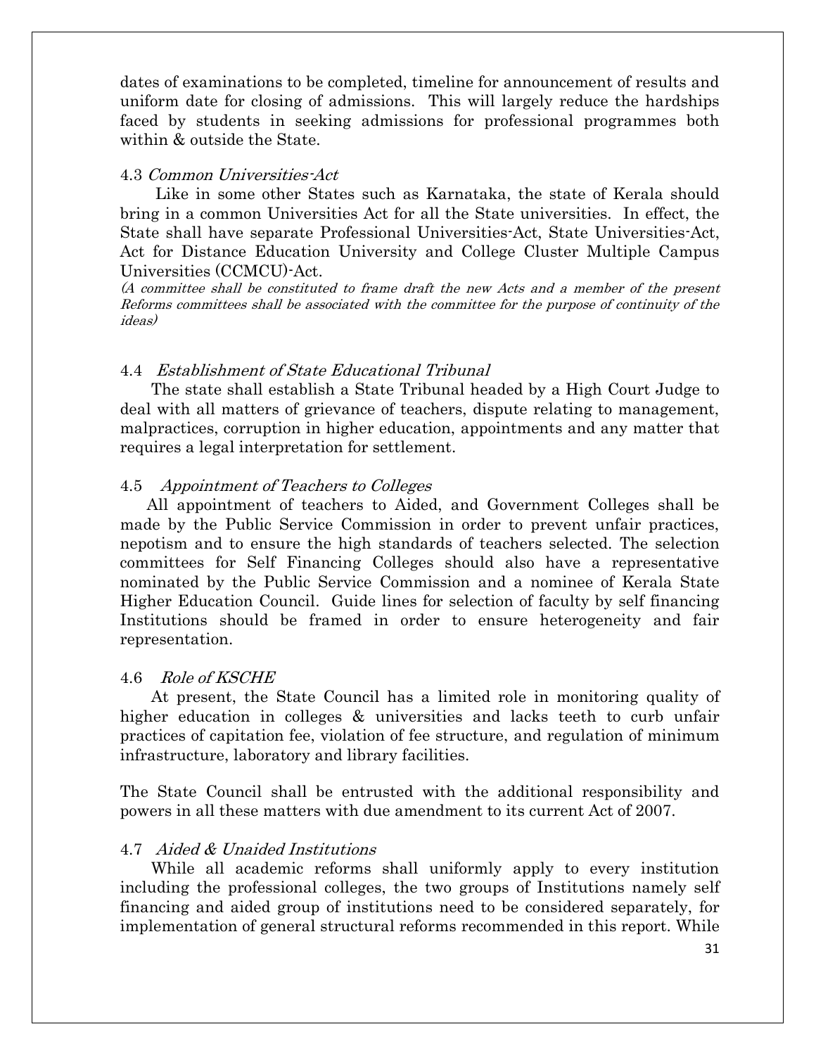dates of examinations to be completed, timeline for announcement of results and uniform date for closing of admissions. This will largely reduce the hardships faced by students in seeking admissions for professional programmes both within & outside the State.

### 4.3 *Common Universities-Act*

Like in some other States such as Karnataka, the state of Kerala should bring in a common Universities Act for all the State universities. In effect, the State shall have separate Professional Universities-Act, State Universities-Act, Act for Distance Education University and College Cluster Multiple Campus Universities (CCMCU)-Act.

*(A committee shall be constituted to frame draft the new Acts and a member of the present Reforms committees shall be associated with the committee for the purpose of continuity of the ideas)*

### 4.4 *Establishment of State Educational Tribunal*

The state shall establish a State Tribunal headed by a High Court Judge to deal with all matters of grievance of teachers, dispute relating to management, malpractices, corruption in higher education, appointments and any matter that requires a legal interpretation for settlement.

### 4.5 *Appointment of Teachers to Colleges*

All appointment of teachers to Aided, and Government Colleges shall be made by the Public Service Commission in order to prevent unfair practices, nepotism and to ensure the high standards of teachers selected. The selection committees for Self Financing Colleges should also have a representative nominated by the Public Service Commission and a nominee of Kerala State Higher Education Council. Guide lines for selection of faculty by self financing Institutions should be framed in order to ensure heterogeneity and fair representation.

### 4.6 *Role of KSCHE*

At present, the State Council has a limited role in monitoring quality of higher education in colleges & universities and lacks teeth to curb unfair practices of capitation fee, violation of fee structure, and regulation of minimum infrastructure, laboratory and library facilities.

The State Council shall be entrusted with the additional responsibility and powers in all these matters with due amendment to its current Act of 2007.

### 4.7 *Aided & Unaided Institutions*

While all academic reforms shall uniformly apply to every institution including the professional colleges, the two groups of Institutions namely self financing and aided group of institutions need to be considered separately, for implementation of general structural reforms recommended in this report. While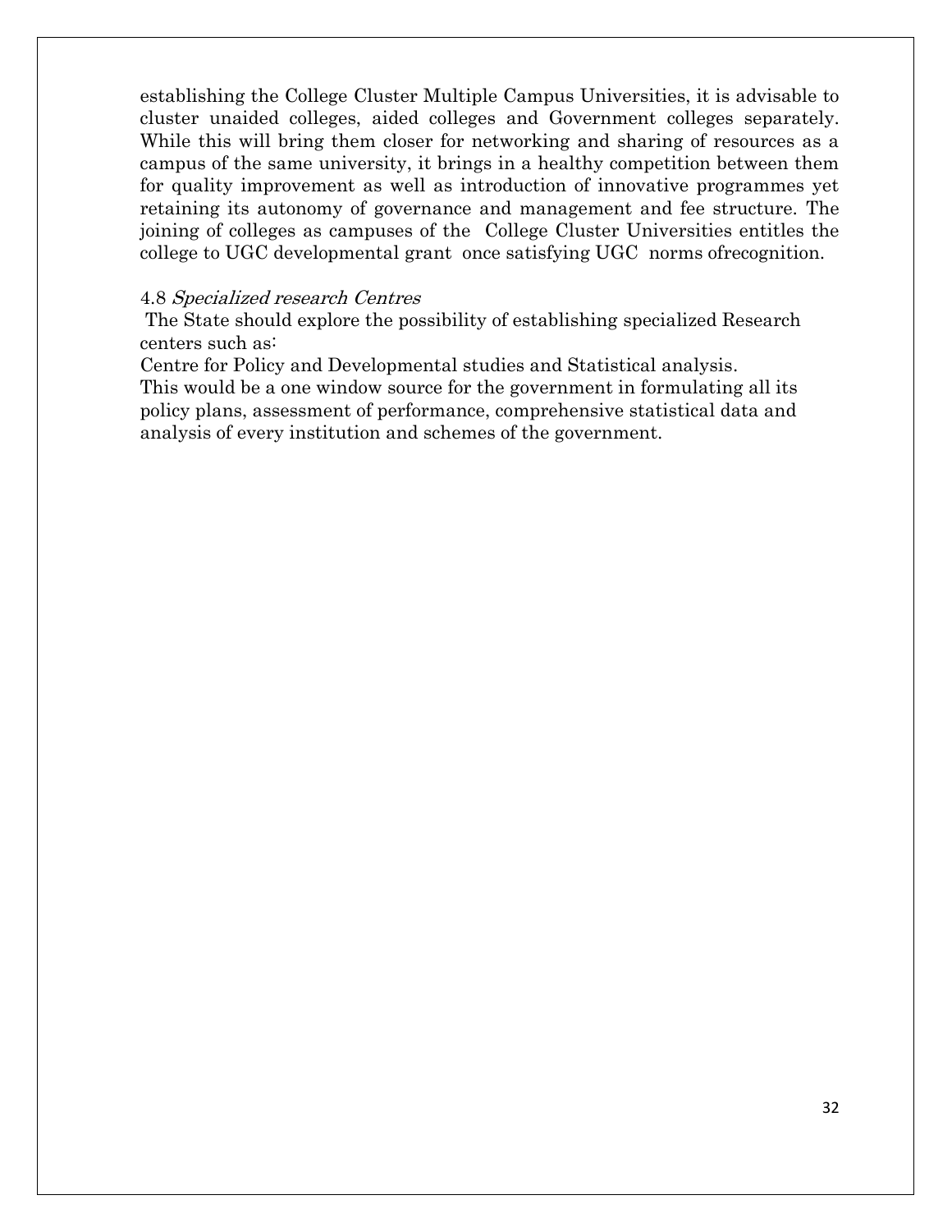establishing the College Cluster Multiple Campus Universities, it is advisable to cluster unaided colleges, aided colleges and Government colleges separately. While this will bring them closer for networking and sharing of resources as a campus of the same university, it brings in a healthy competition between them for quality improvement as well as introduction of innovative programmes yet retaining its autonomy of governance and management and fee structure. The joining of colleges as campuses of the College Cluster Universities entitles the college to UGC developmental grant once satisfying UGC norms ofrecognition.

4.8 *Specialized research Centres*

The State should explore the possibility of establishing specialized Research centers such as:

Centre for Policy and Developmental studies and Statistical analysis.

This would be a one window source for the government in formulating all its policy plans, assessment of performance, comprehensive statistical data and analysis of every institution and schemes of the government.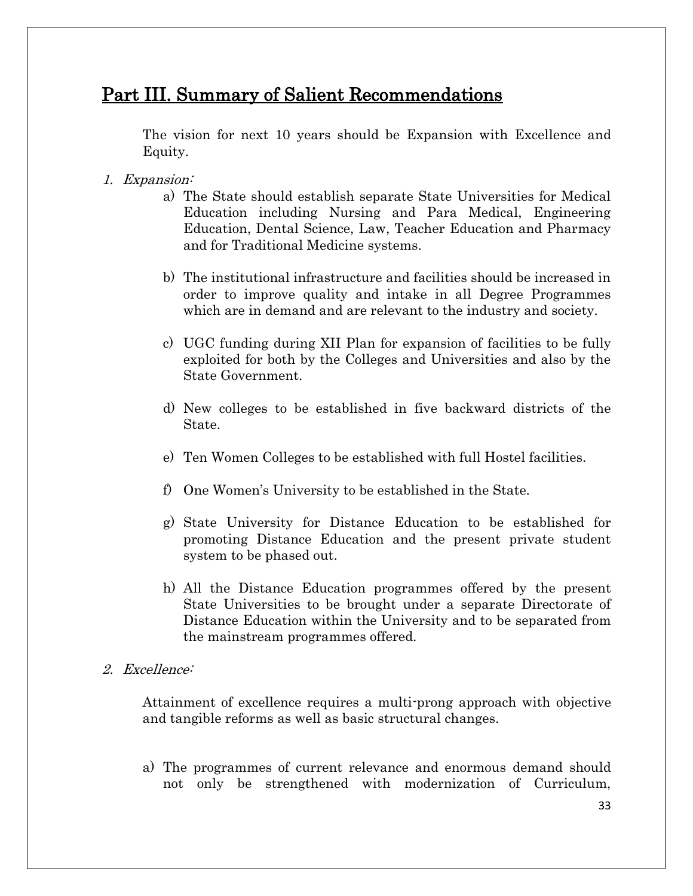## Part III. Summary of Salient Recommendations

The vision for next 10 years should be Expansion with Excellence and Equity.

1. *Expansion:*
   a) The State should establish separate State Universities for Medical Education including Nursing and Para Medical, Engineering Education, Dental Science, Law, Teacher Education and Pharmacy and for Traditional Medicine systems.

   b) The institutional infrastructure and facilities should be increased in order to improve quality and intake in all Degree Programmes which are in demand and are relevant to the industry and society.

   c) UGC funding during XII Plan for expansion of facilities to be fully exploited for both by the Colleges and Universities and also by the State Government.

   d) New colleges to be established in five backward districts of the State.

   e) Ten Women Colleges to be established with full Hostel facilities.

   f) One Women's University to be established in the State.

   g) State University for Distance Education to be established for promoting Distance Education and the present private student system to be phased out.

   h) All the Distance Education programmes offered by the present State Universities to be brought under a separate Directorate of Distance Education within the University and to be separated from the mainstream programmes offered.

2. *Excellence:*

   Attainment of excellence requires a multi-prong approach with objective and tangible reforms as well as basic structural changes.

   a) The programmes of current relevance and enormous demand should not only be strengthened with modernization of Curriculum,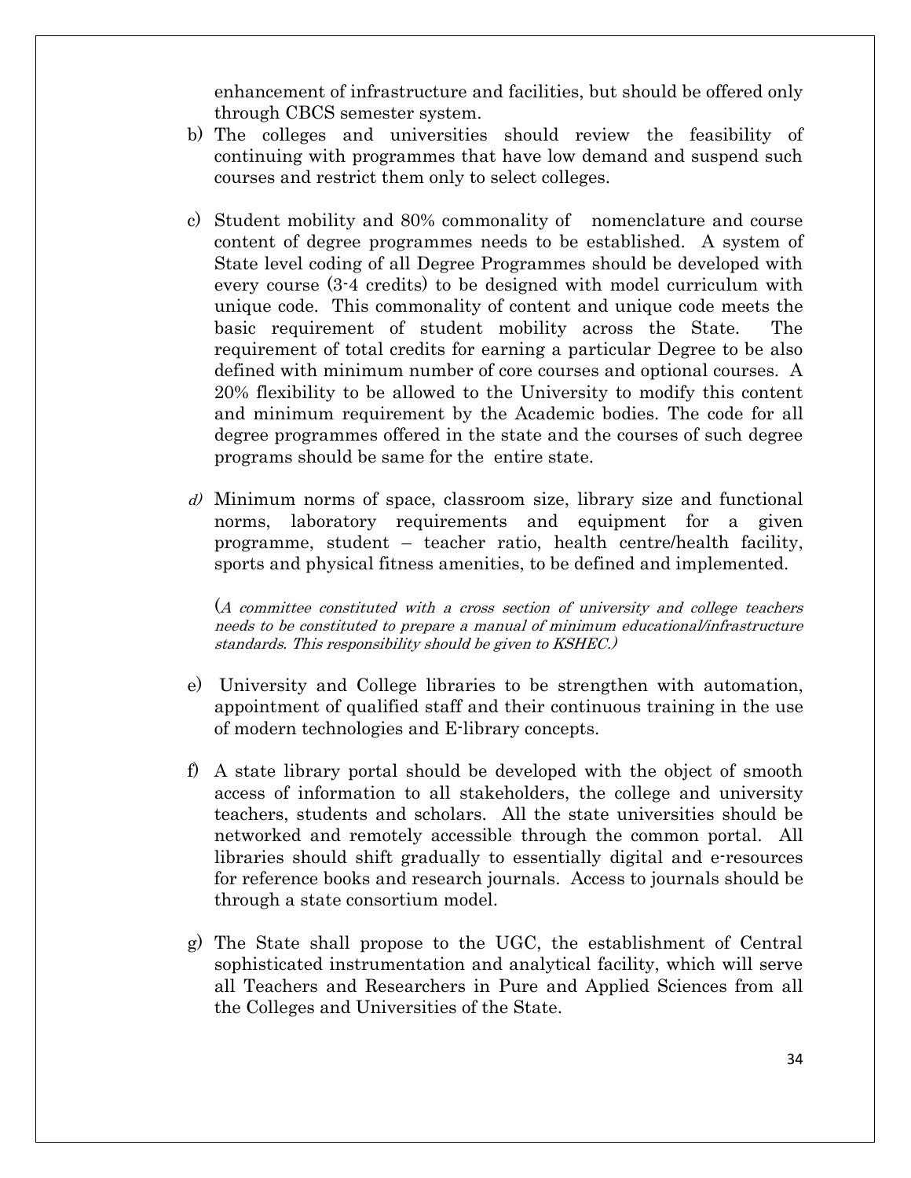enhancement of infrastructure and facilities, but should be offered only through CBCS semester system.

b) The colleges and universities should review the feasibility of continuing with programmes that have low demand and suspend such courses and restrict them only to select colleges.

c) Student mobility and 80% commonality of nomenclature and course content of degree programmes needs to be established. A system of State level coding of all Degree Programmes should be developed with every course (3-4 credits) to be designed with model curriculum with unique code. This commonality of content and unique code meets the basic requirement of student mobility across the State. The requirement of total credits for earning a particular Degree to be also defined with minimum number of core courses and optional courses. A 20% flexibility to be allowed to the University to modify this content and minimum requirement by the Academic bodies. The code for all degree programmes offered in the state and the courses of such degree programs should be same for the entire state.

d) Minimum norms of space, classroom size, library size and functional norms, laboratory requirements and equipment for a given programme, student – teacher ratio, health centre/health facility, sports and physical fitness amenities, to be defined and implemented.

(*A committee constituted with a cross section of university and college teachers needs to be constituted to prepare a manual of minimum educational/infrastructure standards. This responsibility should be given to KSHEC.*)

e) University and College libraries to be strengthen with automation, appointment of qualified staff and their continuous training in the use of modern technologies and E-library concepts.

f) A state library portal should be developed with the object of smooth access of information to all stakeholders, the college and university teachers, students and scholars. All the state universities should be networked and remotely accessible through the common portal. All libraries should shift gradually to essentially digital and e-resources for reference books and research journals. Access to journals should be through a state consortium model.

g) The State shall propose to the UGC, the establishment of Central sophisticated instrumentation and analytical facility, which will serve all Teachers and Researchers in Pure and Applied Sciences from all the Colleges and Universities of the State.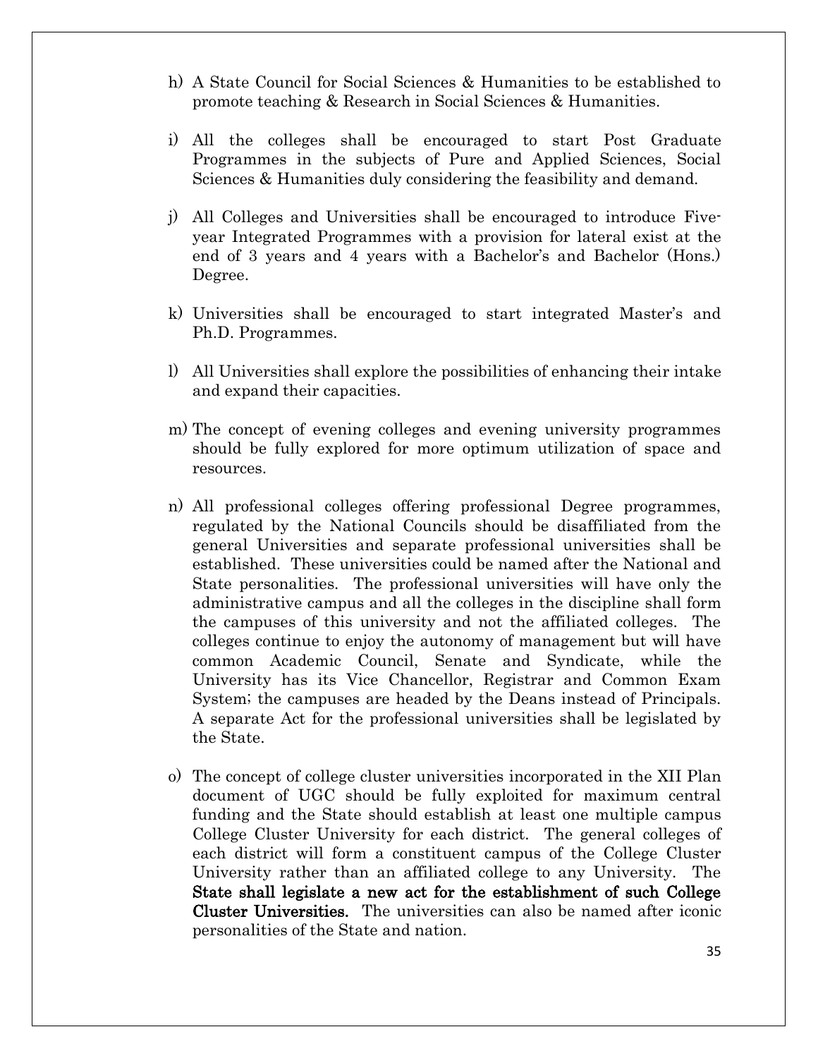h) A State Council for Social Sciences & Humanities to be established to promote teaching & Research in Social Sciences & Humanities.

i) All the colleges shall be encouraged to start Post Graduate Programmes in the subjects of Pure and Applied Sciences, Social Sciences & Humanities duly considering the feasibility and demand.

j) All Colleges and Universities shall be encouraged to introduce Five-year Integrated Programmes with a provision for lateral exist at the end of 3 years and 4 years with a Bachelor's and Bachelor (Hons.) Degree.

k) Universities shall be encouraged to start integrated Master's and Ph.D. Programmes.

l) All Universities shall explore the possibilities of enhancing their intake and expand their capacities.

m) The concept of evening colleges and evening university programmes should be fully explored for more optimum utilization of space and resources.

n) All professional colleges offering professional Degree programmes, regulated by the National Councils should be disaffiliated from the general Universities and separate professional universities shall be established. These universities could be named after the National and State personalities. The professional universities will have only the administrative campus and all the colleges in the discipline shall form the campuses of this university and not the affiliated colleges. The colleges continue to enjoy the autonomy of management but will have common Academic Council, Senate and Syndicate, while the University has its Vice Chancellor, Registrar and Common Exam System; the campuses are headed by the Deans instead of Principals. A separate Act for the professional universities shall be legislated by the State.

o) The concept of college cluster universities incorporated in the XII Plan document of UGC should be fully exploited for maximum central funding and the State should establish at least one multiple campus College Cluster University for each district. The general colleges of each district will form a constituent campus of the College Cluster University rather than an affiliated college to any University. The **State shall legislate a new act for the establishment of such College Cluster Universities.** The universities can also be named after iconic personalities of the State and nation.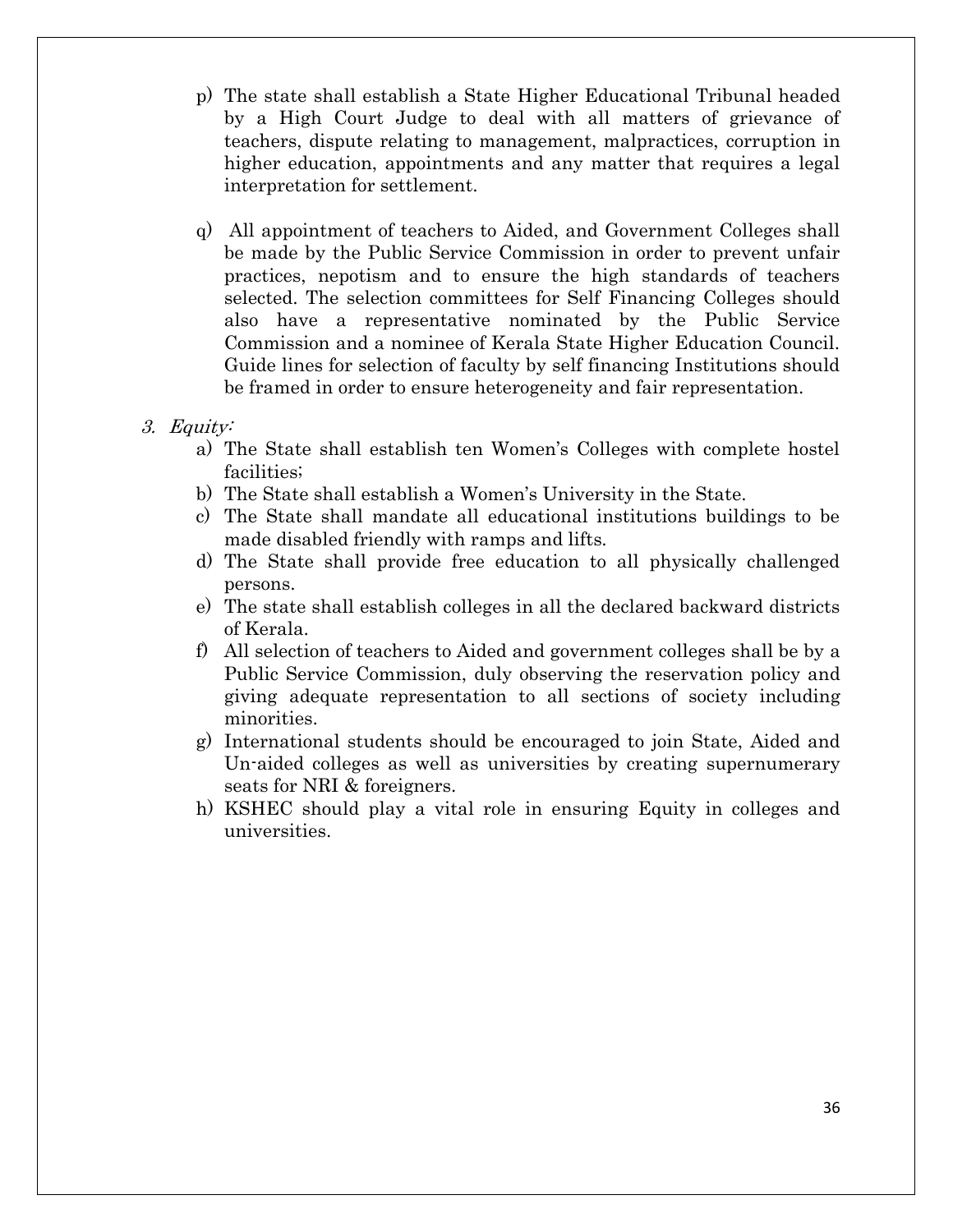p) The state shall establish a State Higher Educational Tribunal headed by a High Court Judge to deal with all matters of grievance of teachers, dispute relating to management, malpractices, corruption in higher education, appointments and any matter that requires a legal interpretation for settlement.

q) All appointment of teachers to Aided, and Government Colleges shall be made by the Public Service Commission in order to prevent unfair practices, nepotism and to ensure the high standards of teachers selected. The selection committees for Self Financing Colleges should also have a representative nominated by the Public Service Commission and a nominee of Kerala State Higher Education Council. Guide lines for selection of faculty by self financing Institutions should be framed in order to ensure heterogeneity and fair representation.

3. *Equity:*

a) The State shall establish ten Women's Colleges with complete hostel facilities;
b) The State shall establish a Women's University in the State.
c) The State shall mandate all educational institutions buildings to be made disabled friendly with ramps and lifts.
d) The State shall provide free education to all physically challenged persons.
e) The state shall establish colleges in all the declared backward districts of Kerala.
f) All selection of teachers to Aided and government colleges shall be by a Public Service Commission, duly observing the reservation policy and giving adequate representation to all sections of society including minorities.
g) International students should be encouraged to join State, Aided and Un-aided colleges as well as universities by creating supernumerary seats for NRI & foreigners.
h) KSHEC should play a vital role in ensuring Equity in colleges and universities.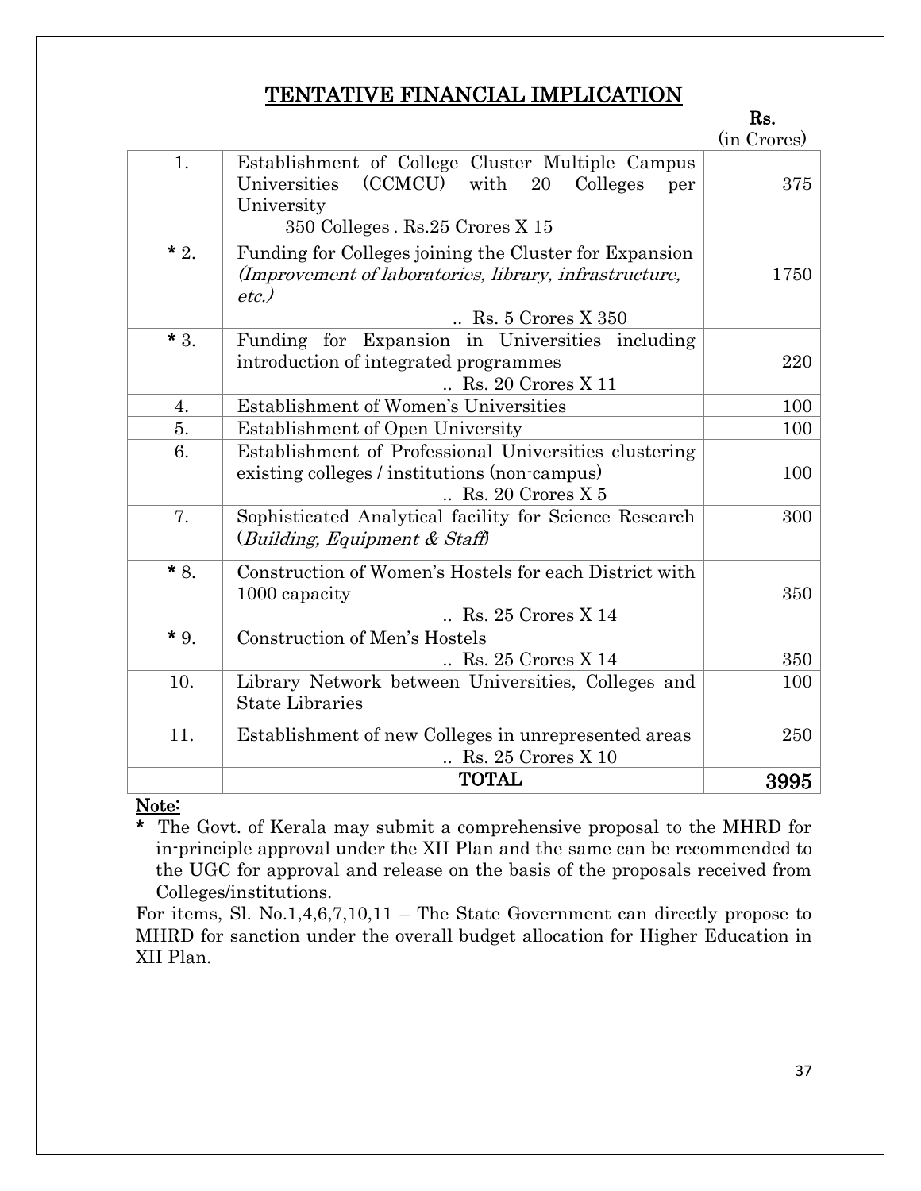## TENTATIVE FINANCIAL IMPLICATION

| | | Rs. (in Crores) |
|---|---|---|
| 1. | Establishment of College Cluster Multiple Campus Universities (CCMCU) with 20 Colleges per University<br>350 Colleges . Rs.25 Crores X 15 | 375 |
| * 2. | Funding for Colleges joining the Cluster for Expansion *(Improvement of laboratories, library, infrastructure, etc.)*<br>.. Rs. 5 Crores X 350 | 1750 |
| * 3. | Funding for Expansion in Universities including introduction of integrated programmes<br>.. Rs. 20 Crores X 11 | 220 |
| 4. | Establishment of Women's Universities | 100 |
| 5. | Establishment of Open University | 100 |
| 6. | Establishment of Professional Universities clustering existing colleges / institutions (non-campus)<br>.. Rs. 20 Crores X 5 | 100 |
| 7. | Sophisticated Analytical facility for Science Research (*Building, Equipment & Staff*) | 300 |
| * 8. | Construction of Women's Hostels for each District with 1000 capacity<br>.. Rs. 25 Crores X 14 | 350 |
| * 9. | Construction of Men's Hostels<br>.. Rs. 25 Crores X 14 | 350 |
| 10. | Library Network between Universities, Colleges and State Libraries | 100 |
| 11. | Establishment of new Colleges in unrepresented areas<br>.. Rs. 25 Crores X 10 | 250 |
| | **TOTAL** | **3995** |

**Note:**

**\*** The Govt. of Kerala may submit a comprehensive proposal to the MHRD for in-principle approval under the XII Plan and the same can be recommended to the UGC for approval and release on the basis of the proposals received from Colleges/institutions.

For items, Sl. No.1,4,6,7,10,11 – The State Government can directly propose to MHRD for sanction under the overall budget allocation for Higher Education in XII Plan.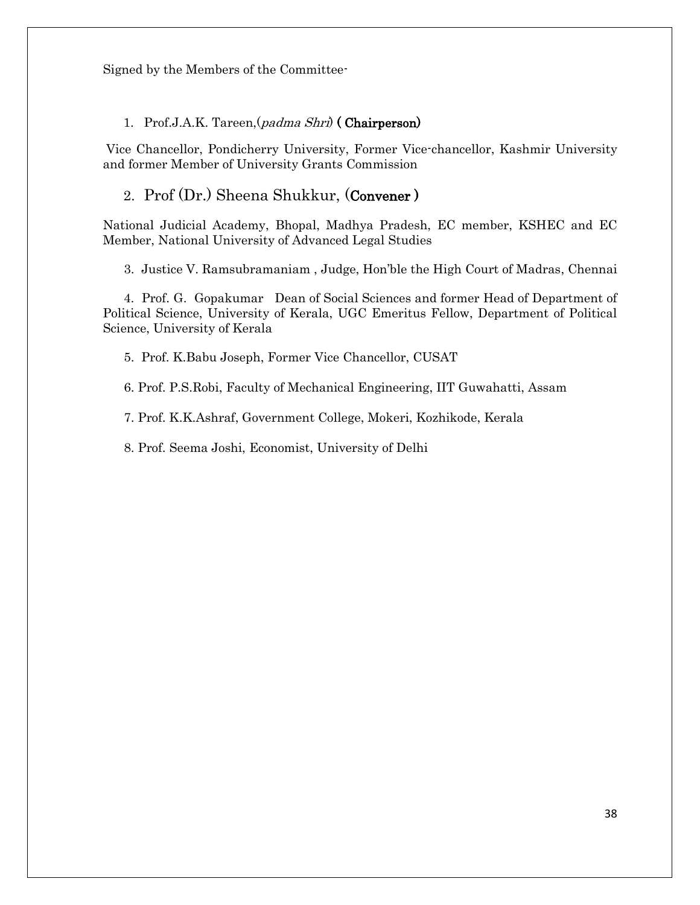Signed by the Members of the Committee-

1. Prof.J.A.K. Tareen,(*padma Shri*) **( Chairperson)**

Vice Chancellor, Pondicherry University, Former Vice-chancellor, Kashmir University and former Member of University Grants Commission

2. Prof (Dr.) Sheena Shukkur, (**Convener** )

National Judicial Academy, Bhopal, Madhya Pradesh, EC member, KSHEC and EC Member, National University of Advanced Legal Studies

3. Justice V. Ramsubramaniam , Judge, Hon'ble the High Court of Madras, Chennai

4. Prof. G. Gopakumar Dean of Social Sciences and former Head of Department of Political Science, University of Kerala, UGC Emeritus Fellow, Department of Political Science, University of Kerala

5. Prof. K.Babu Joseph, Former Vice Chancellor, CUSAT

6. Prof. P.S.Robi, Faculty of Mechanical Engineering, IIT Guwahatti, Assam

7. Prof. K.K.Ashraf, Government College, Mokeri, Kozhikode, Kerala

8. Prof. Seema Joshi, Economist, University of Delhi